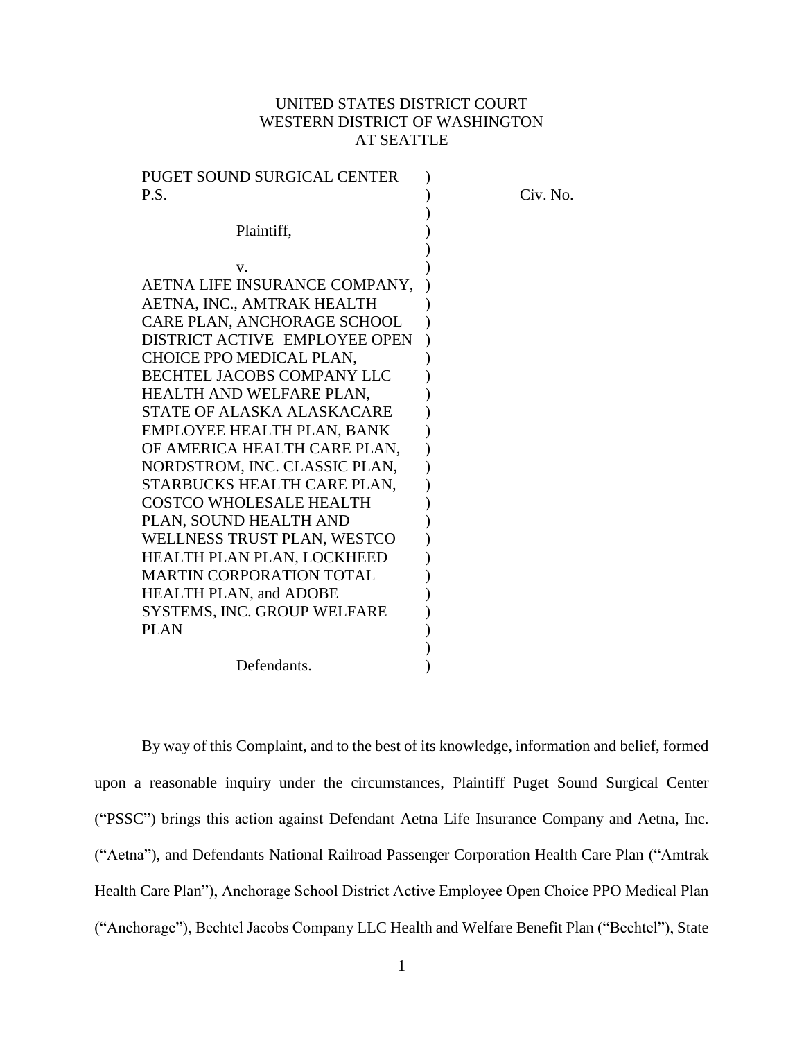UNITED STATES DISTRICT COURT
WESTERN DISTRICT OF WASHINGTON
AT SEATTLE

| | | |
|---|---|---|
| PUGET SOUND SURGICAL CENTER P.S.<br><br>Plaintiff,<br><br>v.<br><br>AETNA LIFE INSURANCE COMPANY, AETNA, INC., AMTRAK HEALTH CARE PLAN, ANCHORAGE SCHOOL DISTRICT ACTIVE EMPLOYEE OPEN CHOICE PPO MEDICAL PLAN, BECHTEL JACOBS COMPANY LLC HEALTH AND WELFARE PLAN, STATE OF ALASKA ALASKACARE EMPLOYEE HEALTH PLAN, BANK OF AMERICA HEALTH CARE PLAN, NORDSTROM, INC. CLASSIC PLAN, STARBUCKS HEALTH CARE PLAN, COSTCO WHOLESALE HEALTH PLAN, SOUND HEALTH AND WELLNESS TRUST PLAN, WESTCO HEALTH PLAN PLAN, LOCKHEED MARTIN CORPORATION TOTAL HEALTH PLAN, and ADOBE SYSTEMS, INC. GROUP WELFARE PLAN<br><br>Defendants. | ) | Civ. No. |

By way of this Complaint, and to the best of its knowledge, information and belief, formed upon a reasonable inquiry under the circumstances, Plaintiff Puget Sound Surgical Center ("PSSC") brings this action against Defendant Aetna Life Insurance Company and Aetna, Inc. ("Aetna"), and Defendants National Railroad Passenger Corporation Health Care Plan ("Amtrak Health Care Plan"), Anchorage School District Active Employee Open Choice PPO Medical Plan ("Anchorage"), Bechtel Jacobs Company LLC Health and Welfare Benefit Plan ("Bechtel"), State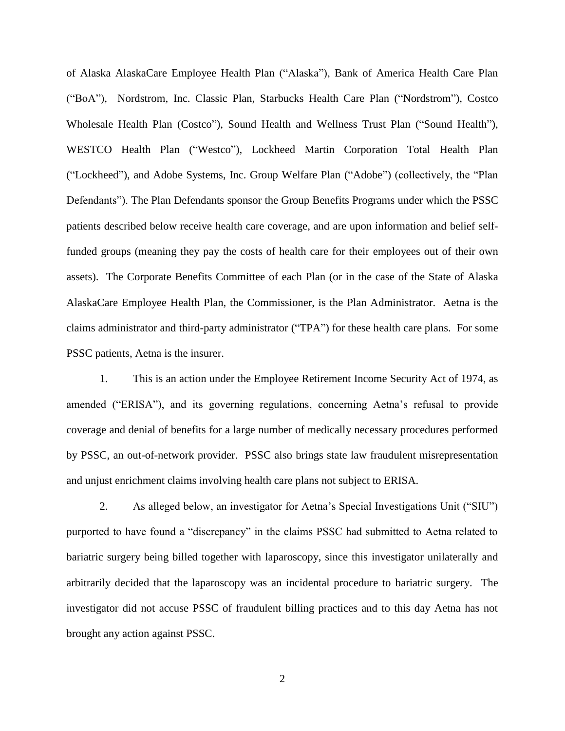of Alaska AlaskaCare Employee Health Plan ("Alaska"), Bank of America Health Care Plan ("BoA"), Nordstrom, Inc. Classic Plan, Starbucks Health Care Plan ("Nordstrom"), Costco Wholesale Health Plan (Costco"), Sound Health and Wellness Trust Plan ("Sound Health"), WESTCO Health Plan ("Westco"), Lockheed Martin Corporation Total Health Plan ("Lockheed"), and Adobe Systems, Inc. Group Welfare Plan ("Adobe") (collectively, the "Plan Defendants"). The Plan Defendants sponsor the Group Benefits Programs under which the PSSC patients described below receive health care coverage, and are upon information and belief self-funded groups (meaning they pay the costs of health care for their employees out of their own assets). The Corporate Benefits Committee of each Plan (or in the case of the State of Alaska AlaskaCare Employee Health Plan, the Commissioner, is the Plan Administrator. Aetna is the claims administrator and third-party administrator ("TPA") for these health care plans. For some PSSC patients, Aetna is the insurer.

1. This is an action under the Employee Retirement Income Security Act of 1974, as amended ("ERISA"), and its governing regulations, concerning Aetna's refusal to provide coverage and denial of benefits for a large number of medically necessary procedures performed by PSSC, an out-of-network provider. PSSC also brings state law fraudulent misrepresentation and unjust enrichment claims involving health care plans not subject to ERISA.

2. As alleged below, an investigator for Aetna's Special Investigations Unit ("SIU") purported to have found a "discrepancy" in the claims PSSC had submitted to Aetna related to bariatric surgery being billed together with laparoscopy, since this investigator unilaterally and arbitrarily decided that the laparoscopy was an incidental procedure to bariatric surgery. The investigator did not accuse PSSC of fraudulent billing practices and to this day Aetna has not brought any action against PSSC.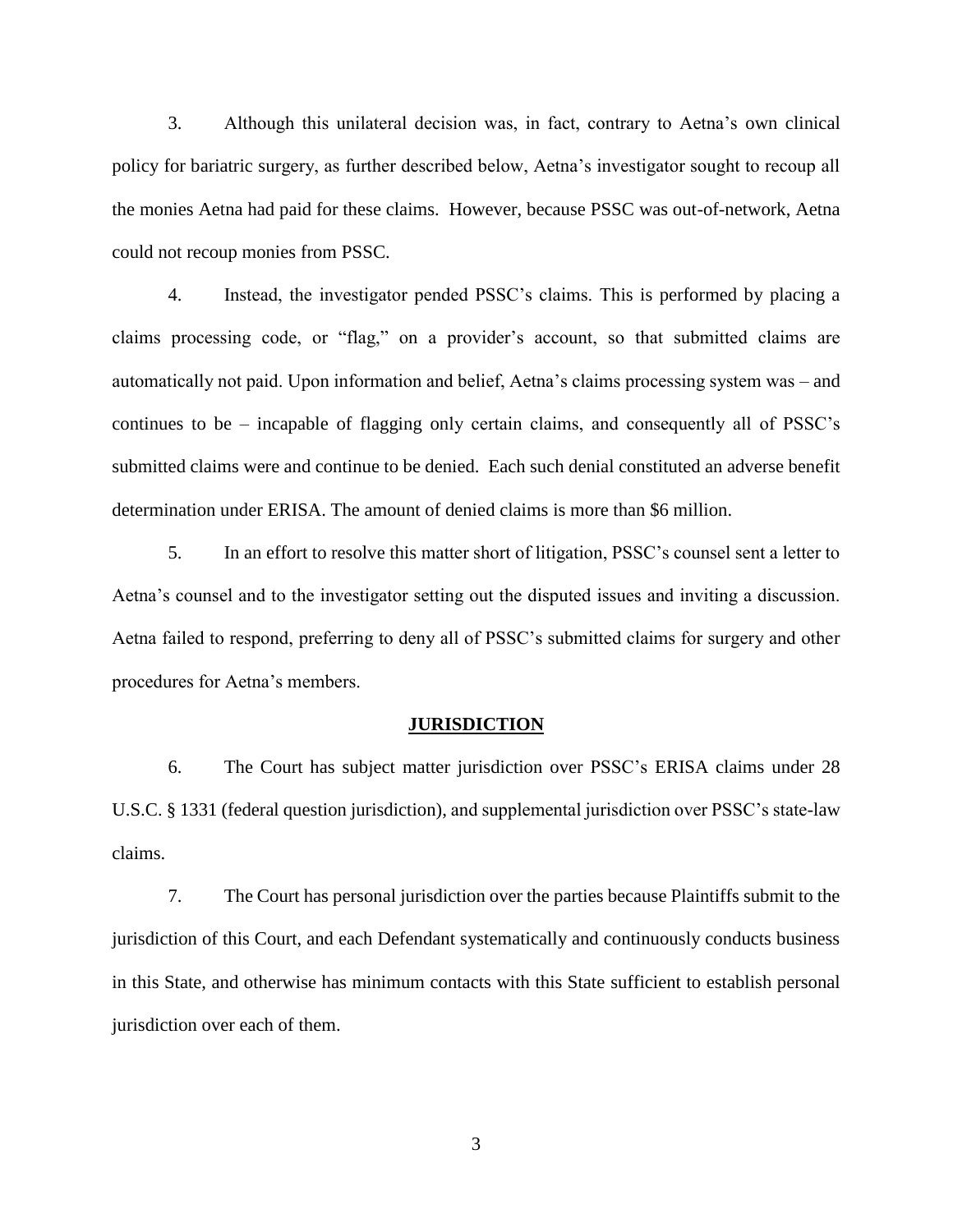3. Although this unilateral decision was, in fact, contrary to Aetna's own clinical policy for bariatric surgery, as further described below, Aetna's investigator sought to recoup all the monies Aetna had paid for these claims. However, because PSSC was out-of-network, Aetna could not recoup monies from PSSC.

4. Instead, the investigator pended PSSC's claims. This is performed by placing a claims processing code, or "flag," on a provider's account, so that submitted claims are automatically not paid. Upon information and belief, Aetna's claims processing system was – and continues to be – incapable of flagging only certain claims, and consequently all of PSSC's submitted claims were and continue to be denied. Each such denial constituted an adverse benefit determination under ERISA. The amount of denied claims is more than $6 million.

5. In an effort to resolve this matter short of litigation, PSSC's counsel sent a letter to Aetna's counsel and to the investigator setting out the disputed issues and inviting a discussion. Aetna failed to respond, preferring to deny all of PSSC's submitted claims for surgery and other procedures for Aetna's members.

## JURISDICTION

6. The Court has subject matter jurisdiction over PSSC's ERISA claims under 28 U.S.C. § 1331 (federal question jurisdiction), and supplemental jurisdiction over PSSC's state-law claims.

7. The Court has personal jurisdiction over the parties because Plaintiffs submit to the jurisdiction of this Court, and each Defendant systematically and continuously conducts business in this State, and otherwise has minimum contacts with this State sufficient to establish personal jurisdiction over each of them.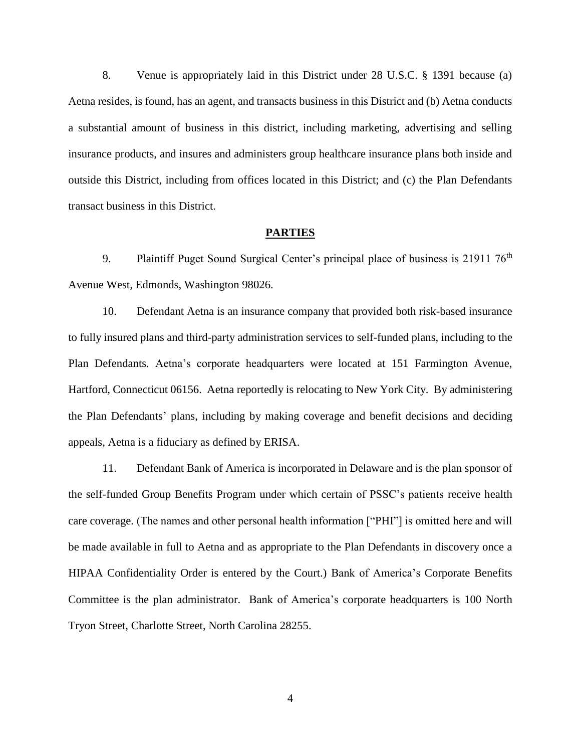8. Venue is appropriately laid in this District under 28 U.S.C. § 1391 because (a) Aetna resides, is found, has an agent, and transacts business in this District and (b) Aetna conducts a substantial amount of business in this district, including marketing, advertising and selling insurance products, and insures and administers group healthcare insurance plans both inside and outside this District, including from offices located in this District; and (c) the Plan Defendants transact business in this District.

## PARTIES

9. Plaintiff Puget Sound Surgical Center's principal place of business is 21911 76th Avenue West, Edmonds, Washington 98026.

10. Defendant Aetna is an insurance company that provided both risk-based insurance to fully insured plans and third-party administration services to self-funded plans, including to the Plan Defendants. Aetna's corporate headquarters were located at 151 Farmington Avenue, Hartford, Connecticut 06156. Aetna reportedly is relocating to New York City. By administering the Plan Defendants' plans, including by making coverage and benefit decisions and deciding appeals, Aetna is a fiduciary as defined by ERISA.

11. Defendant Bank of America is incorporated in Delaware and is the plan sponsor of the self-funded Group Benefits Program under which certain of PSSC's patients receive health care coverage. (The names and other personal health information ["PHI"] is omitted here and will be made available in full to Aetna and as appropriate to the Plan Defendants in discovery once a HIPAA Confidentiality Order is entered by the Court.) Bank of America's Corporate Benefits Committee is the plan administrator. Bank of America's corporate headquarters is 100 North Tryon Street, Charlotte Street, North Carolina 28255.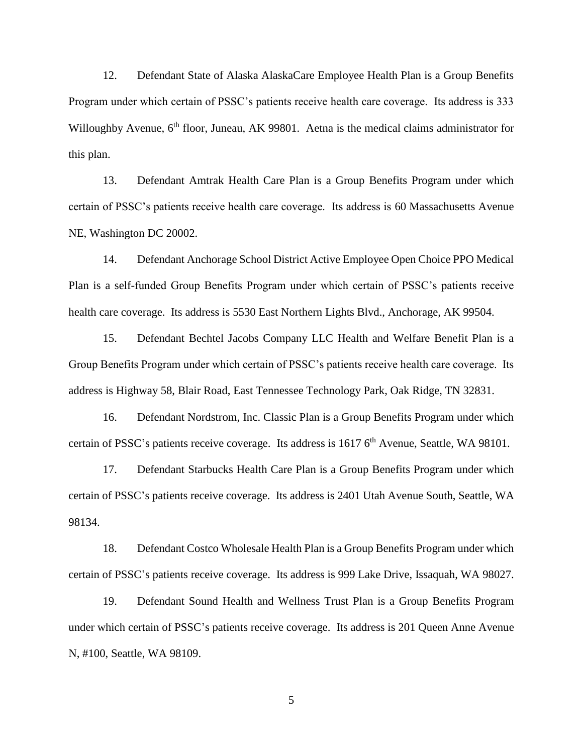12. Defendant State of Alaska AlaskaCare Employee Health Plan is a Group Benefits Program under which certain of PSSC's patients receive health care coverage. Its address is 333 Willoughby Avenue, 6th floor, Juneau, AK 99801. Aetna is the medical claims administrator for this plan.

13. Defendant Amtrak Health Care Plan is a Group Benefits Program under which certain of PSSC's patients receive health care coverage. Its address is 60 Massachusetts Avenue NE, Washington DC 20002.

14. Defendant Anchorage School District Active Employee Open Choice PPO Medical Plan is a self-funded Group Benefits Program under which certain of PSSC's patients receive health care coverage. Its address is 5530 East Northern Lights Blvd., Anchorage, AK 99504.

15. Defendant Bechtel Jacobs Company LLC Health and Welfare Benefit Plan is a Group Benefits Program under which certain of PSSC's patients receive health care coverage. Its address is Highway 58, Blair Road, East Tennessee Technology Park, Oak Ridge, TN 32831.

16. Defendant Nordstrom, Inc. Classic Plan is a Group Benefits Program under which certain of PSSC's patients receive coverage. Its address is 1617 6th Avenue, Seattle, WA 98101.

17. Defendant Starbucks Health Care Plan is a Group Benefits Program under which certain of PSSC's patients receive coverage. Its address is 2401 Utah Avenue South, Seattle, WA 98134.

18. Defendant Costco Wholesale Health Plan is a Group Benefits Program under which certain of PSSC's patients receive coverage. Its address is 999 Lake Drive, Issaquah, WA 98027.

19. Defendant Sound Health and Wellness Trust Plan is a Group Benefits Program under which certain of PSSC's patients receive coverage. Its address is 201 Queen Anne Avenue N, #100, Seattle, WA 98109.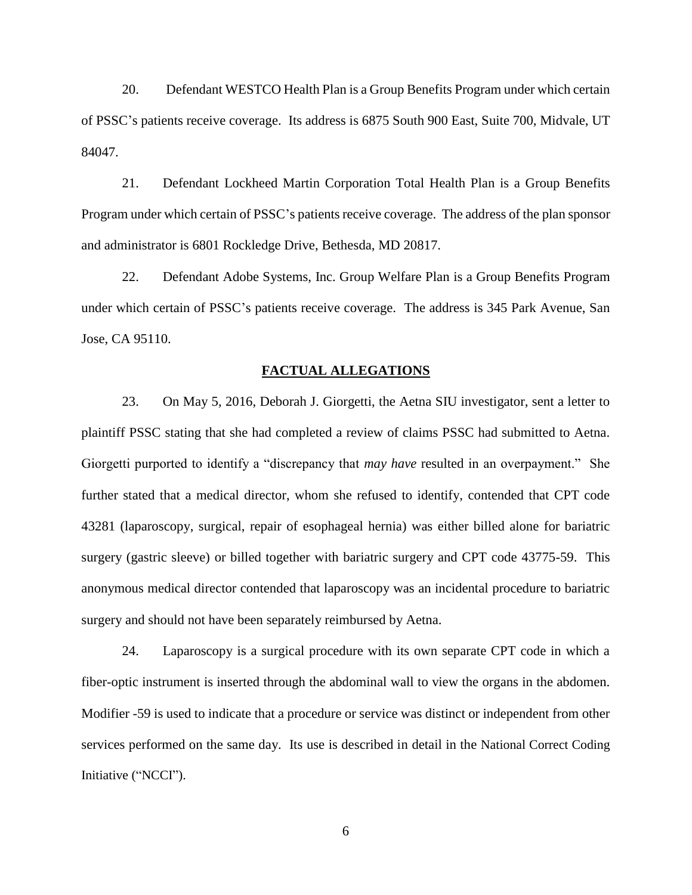20. Defendant WESTCO Health Plan is a Group Benefits Program under which certain of PSSC's patients receive coverage. Its address is 6875 South 900 East, Suite 700, Midvale, UT 84047.

21. Defendant Lockheed Martin Corporation Total Health Plan is a Group Benefits Program under which certain of PSSC's patients receive coverage. The address of the plan sponsor and administrator is 6801 Rockledge Drive, Bethesda, MD 20817.

22. Defendant Adobe Systems, Inc. Group Welfare Plan is a Group Benefits Program under which certain of PSSC's patients receive coverage. The address is 345 Park Avenue, San Jose, CA 95110.

## FACTUAL ALLEGATIONS

23. On May 5, 2016, Deborah J. Giorgetti, the Aetna SIU investigator, sent a letter to plaintiff PSSC stating that she had completed a review of claims PSSC had submitted to Aetna. Giorgetti purported to identify a "discrepancy that *may have* resulted in an overpayment." She further stated that a medical director, whom she refused to identify, contended that CPT code 43281 (laparoscopy, surgical, repair of esophageal hernia) was either billed alone for bariatric surgery (gastric sleeve) or billed together with bariatric surgery and CPT code 43775-59. This anonymous medical director contended that laparoscopy was an incidental procedure to bariatric surgery and should not have been separately reimbursed by Aetna.

24. Laparoscopy is a surgical procedure with its own separate CPT code in which a fiber-optic instrument is inserted through the abdominal wall to view the organs in the abdomen. Modifier -59 is used to indicate that a procedure or service was distinct or independent from other services performed on the same day. Its use is described in detail in the National Correct Coding Initiative ("NCCI").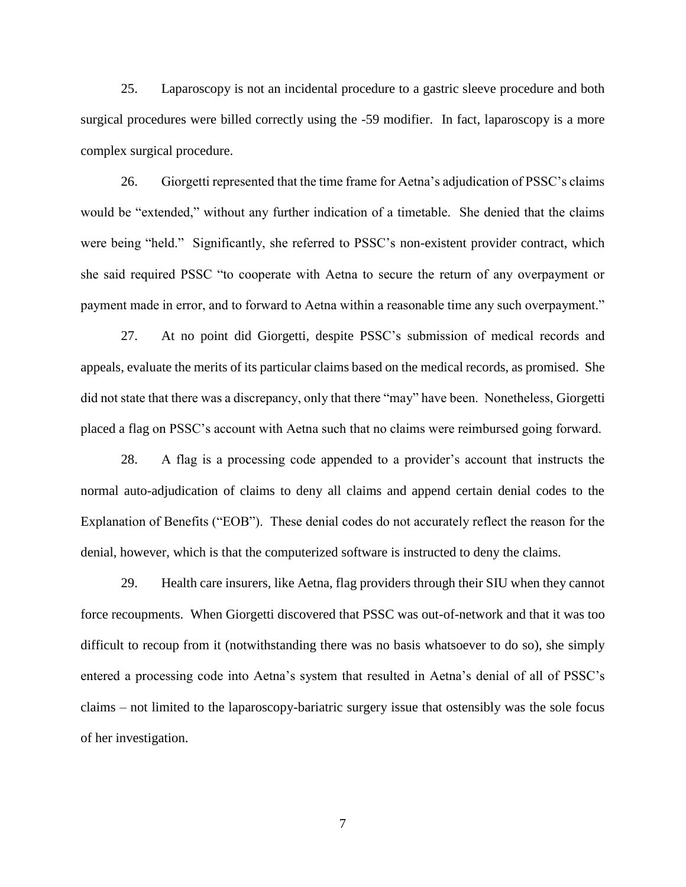25. Laparoscopy is not an incidental procedure to a gastric sleeve procedure and both surgical procedures were billed correctly using the -59 modifier. In fact, laparoscopy is a more complex surgical procedure.

26. Giorgetti represented that the time frame for Aetna's adjudication of PSSC's claims would be "extended," without any further indication of a timetable. She denied that the claims were being "held." Significantly, she referred to PSSC's non-existent provider contract, which she said required PSSC "to cooperate with Aetna to secure the return of any overpayment or payment made in error, and to forward to Aetna within a reasonable time any such overpayment."

27. At no point did Giorgetti, despite PSSC's submission of medical records and appeals, evaluate the merits of its particular claims based on the medical records, as promised. She did not state that there was a discrepancy, only that there "may" have been. Nonetheless, Giorgetti placed a flag on PSSC's account with Aetna such that no claims were reimbursed going forward.

28. A flag is a processing code appended to a provider's account that instructs the normal auto-adjudication of claims to deny all claims and append certain denial codes to the Explanation of Benefits ("EOB"). These denial codes do not accurately reflect the reason for the denial, however, which is that the computerized software is instructed to deny the claims.

29. Health care insurers, like Aetna, flag providers through their SIU when they cannot force recoupments. When Giorgetti discovered that PSSC was out-of-network and that it was too difficult to recoup from it (notwithstanding there was no basis whatsoever to do so), she simply entered a processing code into Aetna's system that resulted in Aetna's denial of all of PSSC's claims – not limited to the laparoscopy-bariatric surgery issue that ostensibly was the sole focus of her investigation.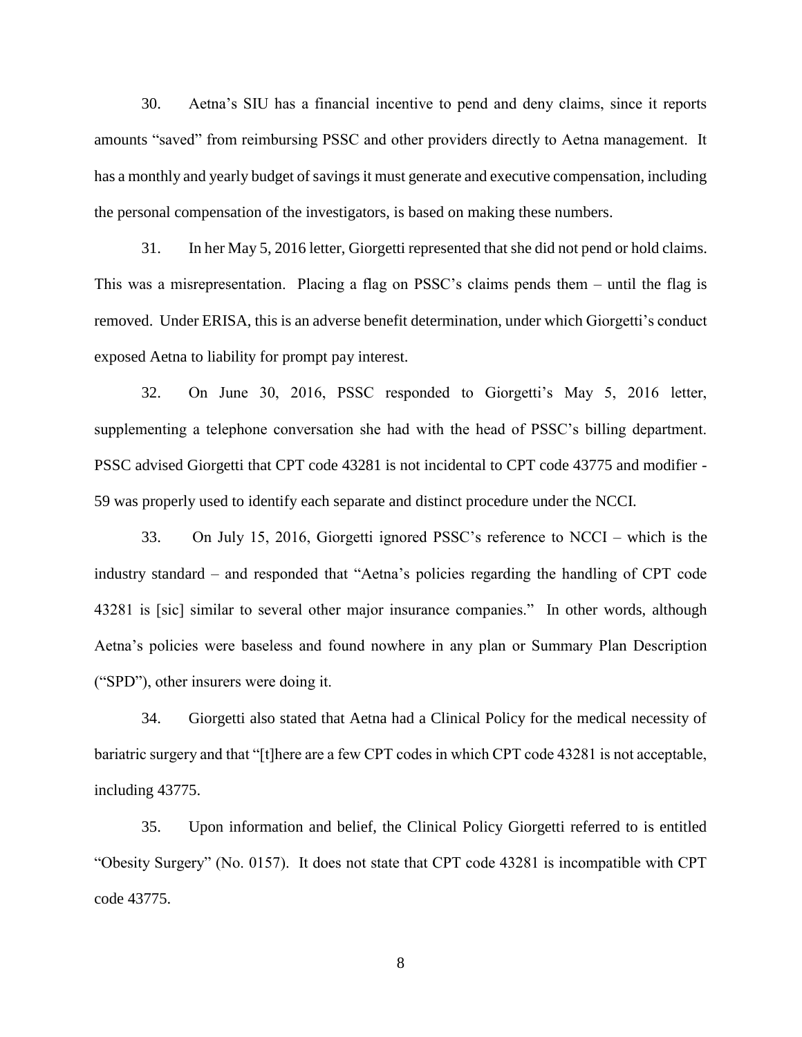30. Aetna's SIU has a financial incentive to pend and deny claims, since it reports amounts "saved" from reimbursing PSSC and other providers directly to Aetna management. It has a monthly and yearly budget of savings it must generate and executive compensation, including the personal compensation of the investigators, is based on making these numbers.

31. In her May 5, 2016 letter, Giorgetti represented that she did not pend or hold claims. This was a misrepresentation. Placing a flag on PSSC's claims pends them – until the flag is removed. Under ERISA, this is an adverse benefit determination, under which Giorgetti's conduct exposed Aetna to liability for prompt pay interest.

32. On June 30, 2016, PSSC responded to Giorgetti's May 5, 2016 letter, supplementing a telephone conversation she had with the head of PSSC's billing department. PSSC advised Giorgetti that CPT code 43281 is not incidental to CPT code 43775 and modifier -59 was properly used to identify each separate and distinct procedure under the NCCI.

33. On July 15, 2016, Giorgetti ignored PSSC's reference to NCCI – which is the industry standard – and responded that "Aetna's policies regarding the handling of CPT code 43281 is [sic] similar to several other major insurance companies." In other words, although Aetna's policies were baseless and found nowhere in any plan or Summary Plan Description ("SPD"), other insurers were doing it.

34. Giorgetti also stated that Aetna had a Clinical Policy for the medical necessity of bariatric surgery and that "[t]here are a few CPT codes in which CPT code 43281 is not acceptable, including 43775.

35. Upon information and belief, the Clinical Policy Giorgetti referred to is entitled "Obesity Surgery" (No. 0157). It does not state that CPT code 43281 is incompatible with CPT code 43775.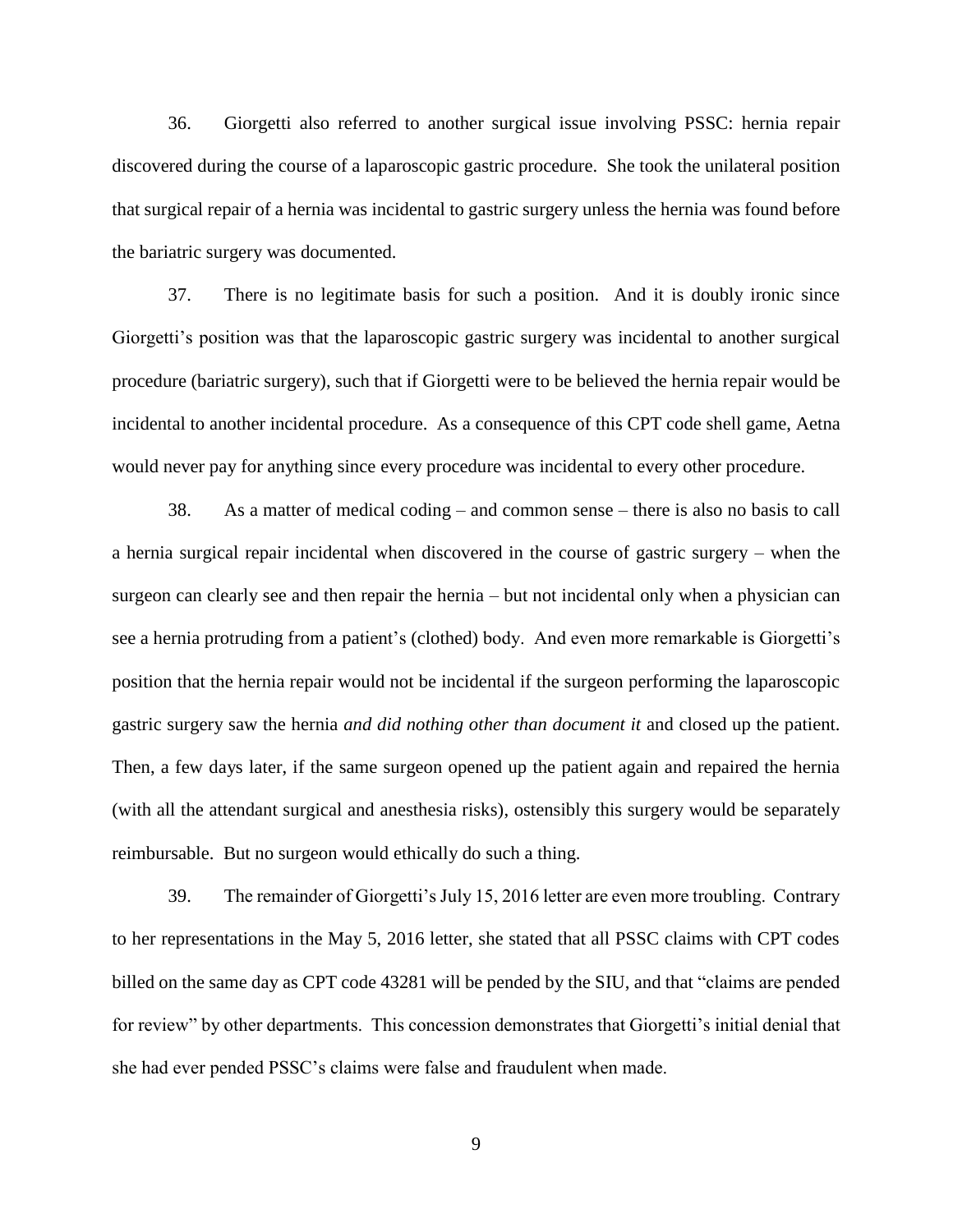36. Giorgetti also referred to another surgical issue involving PSSC: hernia repair discovered during the course of a laparoscopic gastric procedure. She took the unilateral position that surgical repair of a hernia was incidental to gastric surgery unless the hernia was found before the bariatric surgery was documented.

37. There is no legitimate basis for such a position. And it is doubly ironic since Giorgetti's position was that the laparoscopic gastric surgery was incidental to another surgical procedure (bariatric surgery), such that if Giorgetti were to be believed the hernia repair would be incidental to another incidental procedure. As a consequence of this CPT code shell game, Aetna would never pay for anything since every procedure was incidental to every other procedure.

38. As a matter of medical coding – and common sense – there is also no basis to call a hernia surgical repair incidental when discovered in the course of gastric surgery – when the surgeon can clearly see and then repair the hernia – but not incidental only when a physician can see a hernia protruding from a patient's (clothed) body. And even more remarkable is Giorgetti's position that the hernia repair would not be incidental if the surgeon performing the laparoscopic gastric surgery saw the hernia *and did nothing other than document it* and closed up the patient. Then, a few days later, if the same surgeon opened up the patient again and repaired the hernia (with all the attendant surgical and anesthesia risks), ostensibly this surgery would be separately reimbursable. But no surgeon would ethically do such a thing.

39. The remainder of Giorgetti's July 15, 2016 letter are even more troubling. Contrary to her representations in the May 5, 2016 letter, she stated that all PSSC claims with CPT codes billed on the same day as CPT code 43281 will be pended by the SIU, and that "claims are pended for review" by other departments. This concession demonstrates that Giorgetti's initial denial that she had ever pended PSSC's claims were false and fraudulent when made.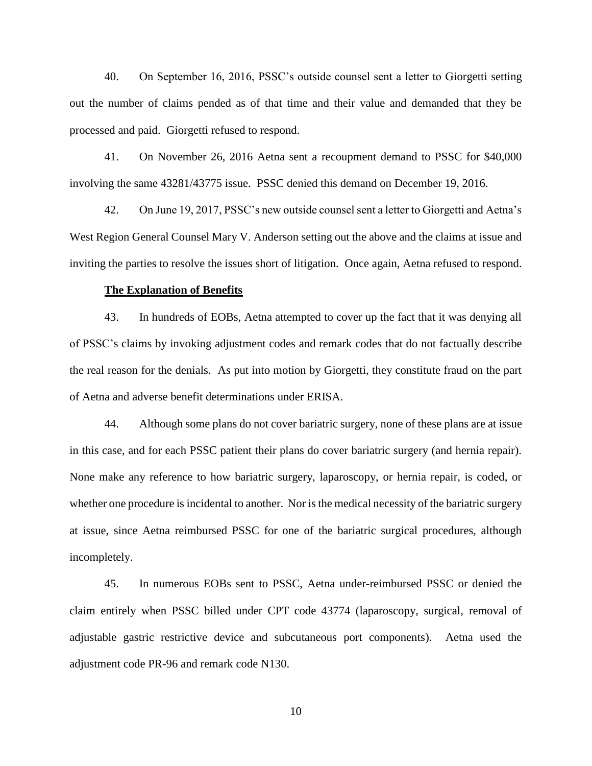40. On September 16, 2016, PSSC's outside counsel sent a letter to Giorgetti setting out the number of claims pended as of that time and their value and demanded that they be processed and paid. Giorgetti refused to respond.

41. On November 26, 2016 Aetna sent a recoupment demand to PSSC for $40,000 involving the same 43281/43775 issue. PSSC denied this demand on December 19, 2016.

42. On June 19, 2017, PSSC's new outside counsel sent a letter to Giorgetti and Aetna's West Region General Counsel Mary V. Anderson setting out the above and the claims at issue and inviting the parties to resolve the issues short of litigation. Once again, Aetna refused to respond.

**The Explanation of Benefits**

43. In hundreds of EOBs, Aetna attempted to cover up the fact that it was denying all of PSSC's claims by invoking adjustment codes and remark codes that do not factually describe the real reason for the denials. As put into motion by Giorgetti, they constitute fraud on the part of Aetna and adverse benefit determinations under ERISA.

44. Although some plans do not cover bariatric surgery, none of these plans are at issue in this case, and for each PSSC patient their plans do cover bariatric surgery (and hernia repair). None make any reference to how bariatric surgery, laparoscopy, or hernia repair, is coded, or whether one procedure is incidental to another. Nor is the medical necessity of the bariatric surgery at issue, since Aetna reimbursed PSSC for one of the bariatric surgical procedures, although incompletely.

45. In numerous EOBs sent to PSSC, Aetna under-reimbursed PSSC or denied the claim entirely when PSSC billed under CPT code 43774 (laparoscopy, surgical, removal of adjustable gastric restrictive device and subcutaneous port components). Aetna used the adjustment code PR-96 and remark code N130.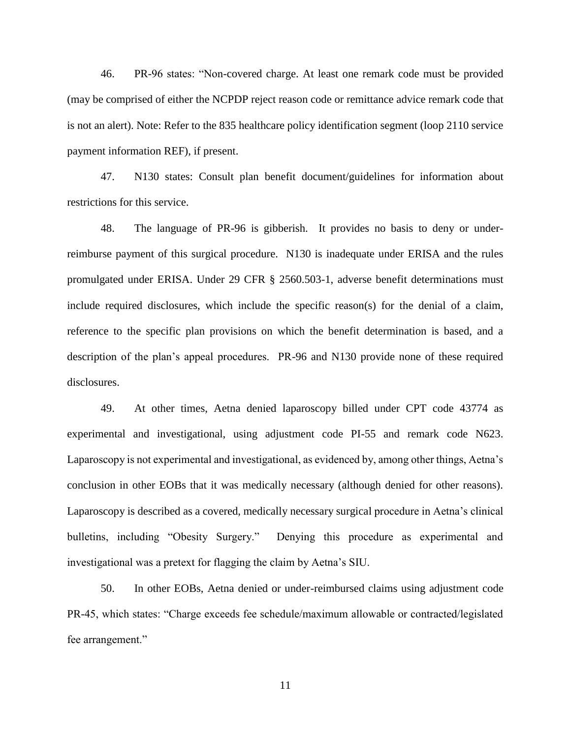46. PR-96 states: "Non-covered charge. At least one remark code must be provided (may be comprised of either the NCPDP reject reason code or remittance advice remark code that is not an alert). Note: Refer to the 835 healthcare policy identification segment (loop 2110 service payment information REF), if present.

47. N130 states: Consult plan benefit document/guidelines for information about restrictions for this service.

48. The language of PR-96 is gibberish. It provides no basis to deny or under-reimburse payment of this surgical procedure. N130 is inadequate under ERISA and the rules promulgated under ERISA. Under 29 CFR § 2560.503-1, adverse benefit determinations must include required disclosures, which include the specific reason(s) for the denial of a claim, reference to the specific plan provisions on which the benefit determination is based, and a description of the plan's appeal procedures. PR-96 and N130 provide none of these required disclosures.

49. At other times, Aetna denied laparoscopy billed under CPT code 43774 as experimental and investigational, using adjustment code PI-55 and remark code N623. Laparoscopy is not experimental and investigational, as evidenced by, among other things, Aetna's conclusion in other EOBs that it was medically necessary (although denied for other reasons). Laparoscopy is described as a covered, medically necessary surgical procedure in Aetna's clinical bulletins, including "Obesity Surgery." Denying this procedure as experimental and investigational was a pretext for flagging the claim by Aetna's SIU.

50. In other EOBs, Aetna denied or under-reimbursed claims using adjustment code PR-45, which states: "Charge exceeds fee schedule/maximum allowable or contracted/legislated fee arrangement."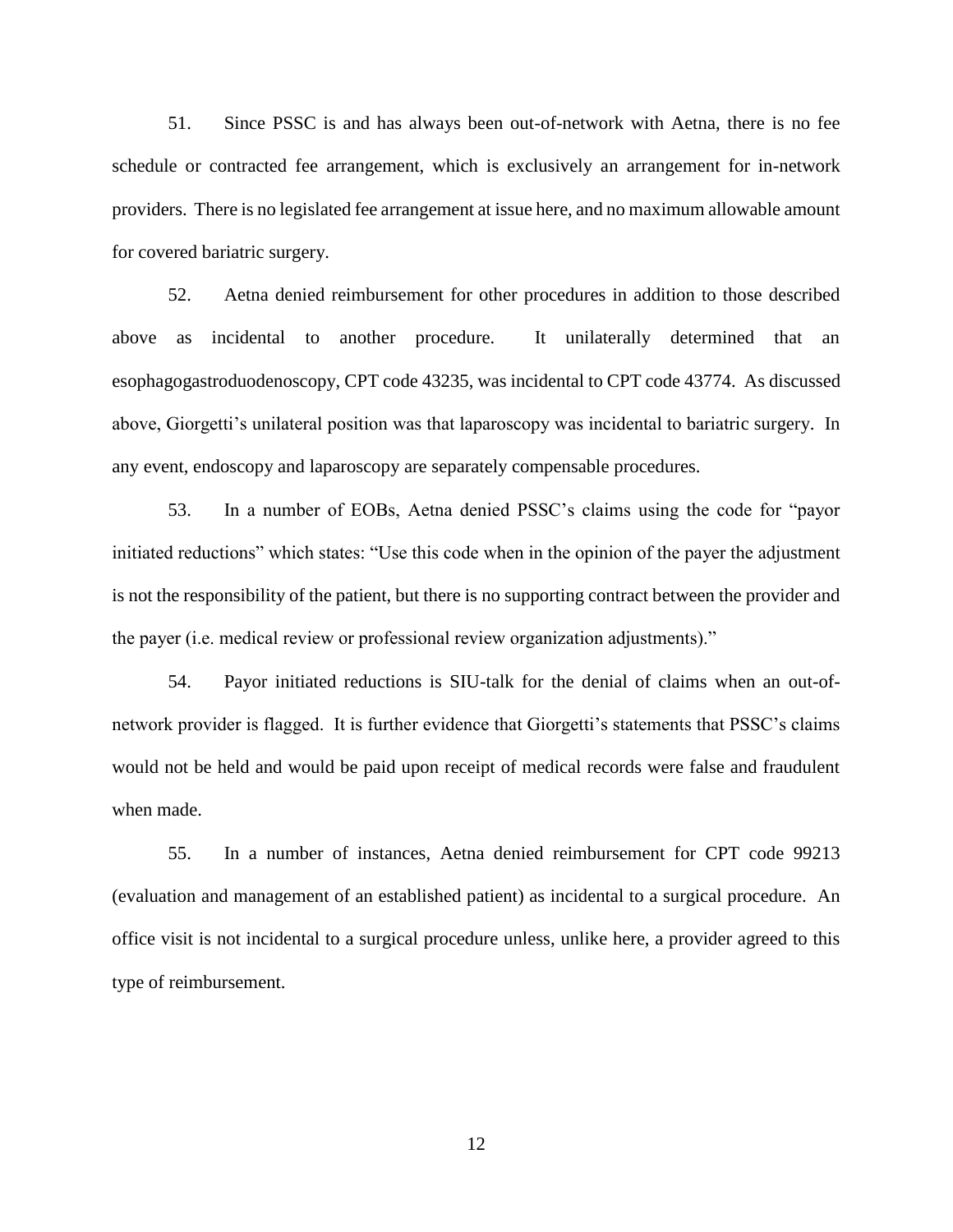51. Since PSSC is and has always been out-of-network with Aetna, there is no fee schedule or contracted fee arrangement, which is exclusively an arrangement for in-network providers. There is no legislated fee arrangement at issue here, and no maximum allowable amount for covered bariatric surgery.

52. Aetna denied reimbursement for other procedures in addition to those described above as incidental to another procedure. It unilaterally determined that an esophagogastroduodenoscopy, CPT code 43235, was incidental to CPT code 43774. As discussed above, Giorgetti's unilateral position was that laparoscopy was incidental to bariatric surgery. In any event, endoscopy and laparoscopy are separately compensable procedures.

53. In a number of EOBs, Aetna denied PSSC's claims using the code for "payor initiated reductions" which states: "Use this code when in the opinion of the payer the adjustment is not the responsibility of the patient, but there is no supporting contract between the provider and the payer (i.e. medical review or professional review organization adjustments)."

54. Payor initiated reductions is SIU-talk for the denial of claims when an out-of-network provider is flagged. It is further evidence that Giorgetti's statements that PSSC's claims would not be held and would be paid upon receipt of medical records were false and fraudulent when made.

55. In a number of instances, Aetna denied reimbursement for CPT code 99213 (evaluation and management of an established patient) as incidental to a surgical procedure. An office visit is not incidental to a surgical procedure unless, unlike here, a provider agreed to this type of reimbursement.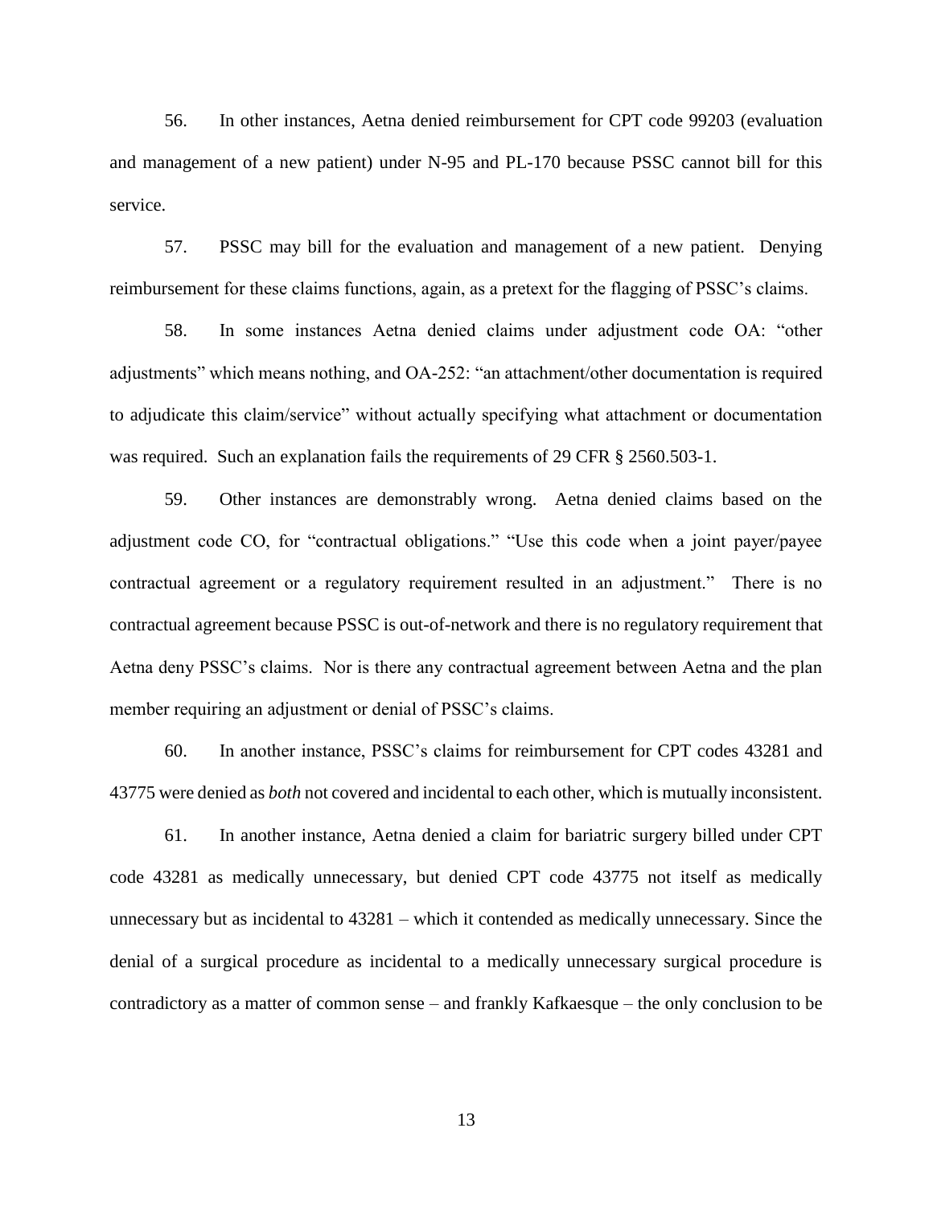56. In other instances, Aetna denied reimbursement for CPT code 99203 (evaluation and management of a new patient) under N-95 and PL-170 because PSSC cannot bill for this service.

57. PSSC may bill for the evaluation and management of a new patient. Denying reimbursement for these claims functions, again, as a pretext for the flagging of PSSC's claims.

58. In some instances Aetna denied claims under adjustment code OA: "other adjustments" which means nothing, and OA-252: "an attachment/other documentation is required to adjudicate this claim/service" without actually specifying what attachment or documentation was required. Such an explanation fails the requirements of 29 CFR § 2560.503-1.

59. Other instances are demonstrably wrong. Aetna denied claims based on the adjustment code CO, for "contractual obligations." "Use this code when a joint payer/payee contractual agreement or a regulatory requirement resulted in an adjustment." There is no contractual agreement because PSSC is out-of-network and there is no regulatory requirement that Aetna deny PSSC's claims. Nor is there any contractual agreement between Aetna and the plan member requiring an adjustment or denial of PSSC's claims.

60. In another instance, PSSC's claims for reimbursement for CPT codes 43281 and 43775 were denied as *both* not covered and incidental to each other, which is mutually inconsistent.

61. In another instance, Aetna denied a claim for bariatric surgery billed under CPT code 43281 as medically unnecessary, but denied CPT code 43775 not itself as medically unnecessary but as incidental to 43281 – which it contended as medically unnecessary. Since the denial of a surgical procedure as incidental to a medically unnecessary surgical procedure is contradictory as a matter of common sense – and frankly Kafkaesque – the only conclusion to be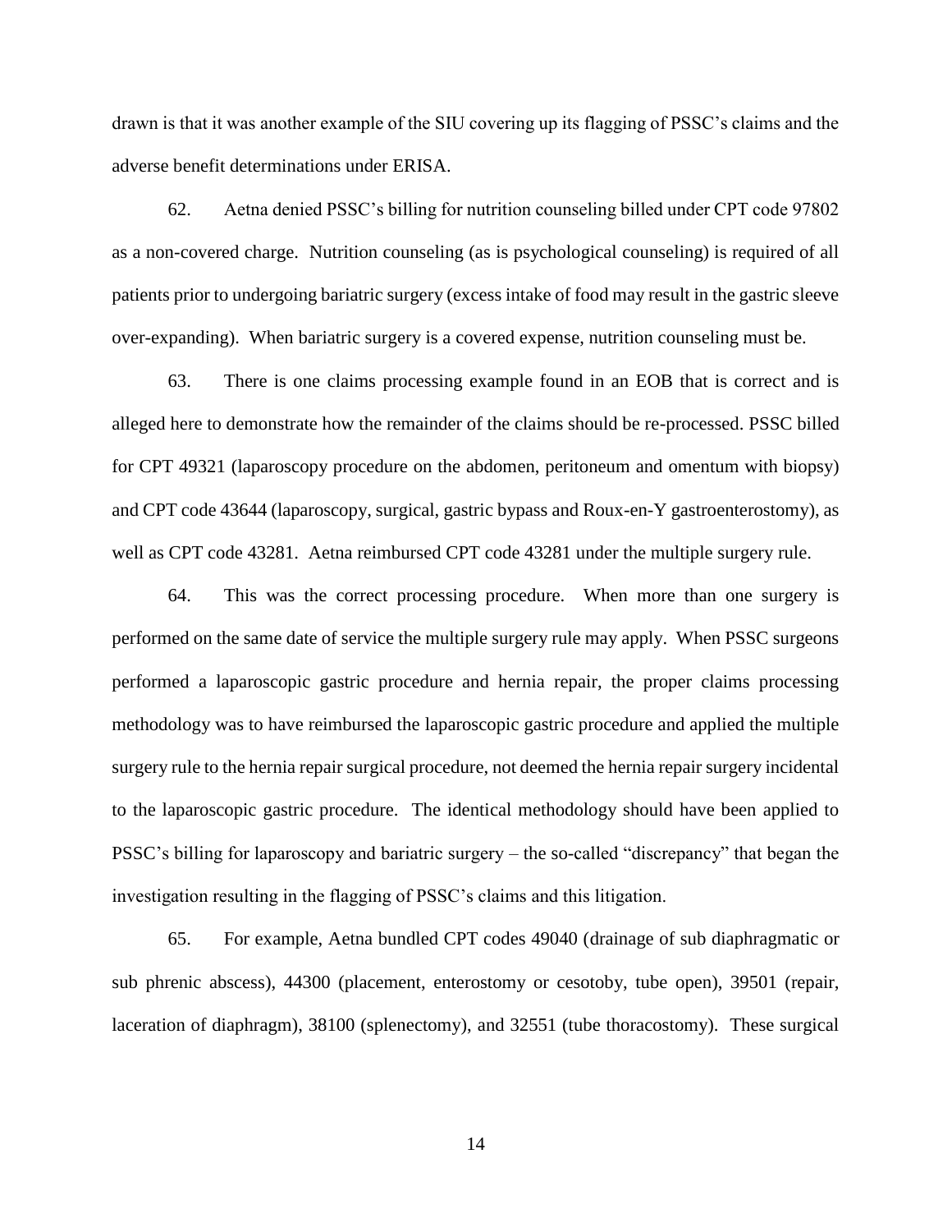drawn is that it was another example of the SIU covering up its flagging of PSSC's claims and the adverse benefit determinations under ERISA.

62. Aetna denied PSSC's billing for nutrition counseling billed under CPT code 97802 as a non-covered charge. Nutrition counseling (as is psychological counseling) is required of all patients prior to undergoing bariatric surgery (excess intake of food may result in the gastric sleeve over-expanding). When bariatric surgery is a covered expense, nutrition counseling must be.

63. There is one claims processing example found in an EOB that is correct and is alleged here to demonstrate how the remainder of the claims should be re-processed. PSSC billed for CPT 49321 (laparoscopy procedure on the abdomen, peritoneum and omentum with biopsy) and CPT code 43644 (laparoscopy, surgical, gastric bypass and Roux-en-Y gastroenterostomy), as well as CPT code 43281. Aetna reimbursed CPT code 43281 under the multiple surgery rule.

64. This was the correct processing procedure. When more than one surgery is performed on the same date of service the multiple surgery rule may apply. When PSSC surgeons performed a laparoscopic gastric procedure and hernia repair, the proper claims processing methodology was to have reimbursed the laparoscopic gastric procedure and applied the multiple surgery rule to the hernia repair surgical procedure, not deemed the hernia repair surgery incidental to the laparoscopic gastric procedure. The identical methodology should have been applied to PSSC's billing for laparoscopy and bariatric surgery – the so-called "discrepancy" that began the investigation resulting in the flagging of PSSC's claims and this litigation.

65. For example, Aetna bundled CPT codes 49040 (drainage of sub diaphragmatic or sub phrenic abscess), 44300 (placement, enterostomy or cesotoby, tube open), 39501 (repair, laceration of diaphragm), 38100 (splenectomy), and 32551 (tube thoracostomy). These surgical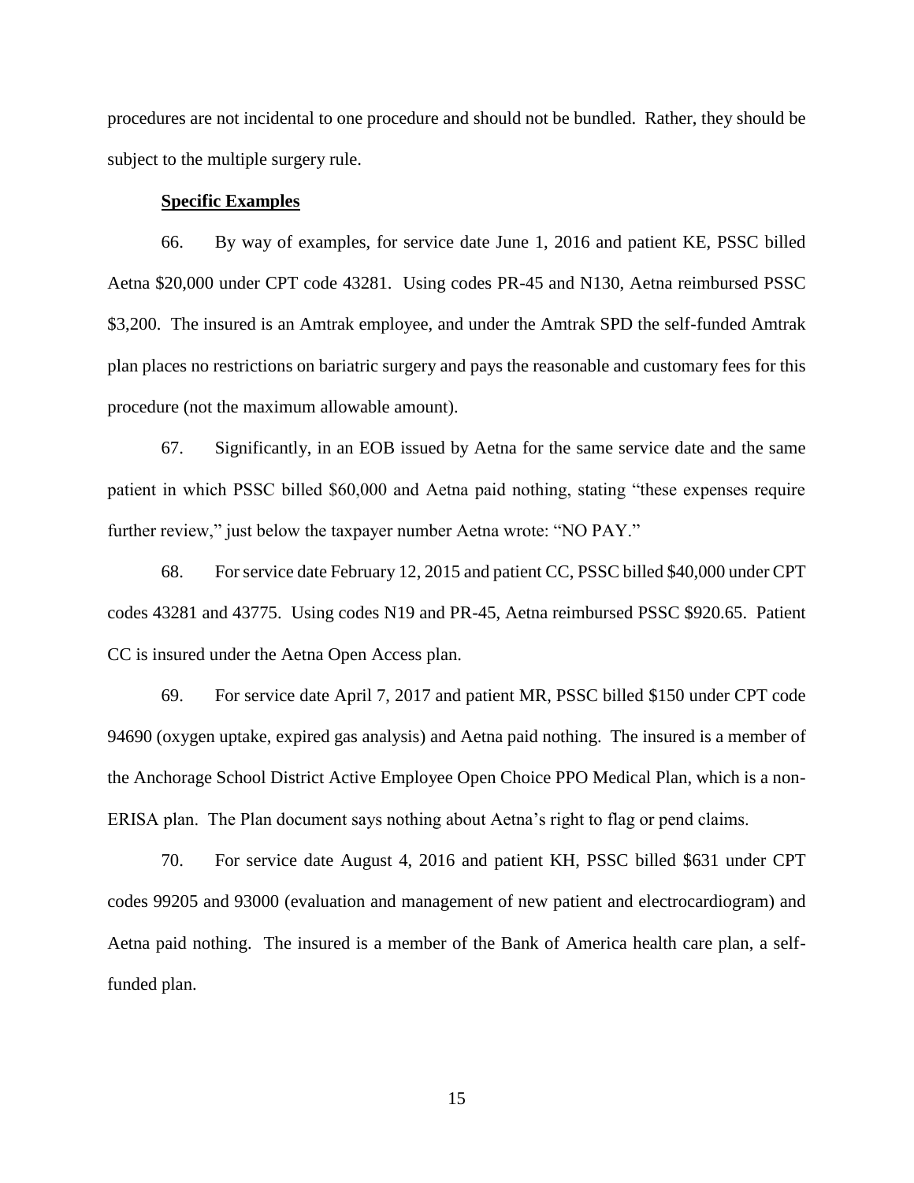procedures are not incidental to one procedure and should not be bundled. Rather, they should be subject to the multiple surgery rule.

**Specific Examples**

66. By way of examples, for service date June 1, 2016 and patient KE, PSSC billed Aetna $20,000 under CPT code 43281. Using codes PR-45 and N130, Aetna reimbursed PSSC $3,200. The insured is an Amtrak employee, and under the Amtrak SPD the self-funded Amtrak plan places no restrictions on bariatric surgery and pays the reasonable and customary fees for this procedure (not the maximum allowable amount).

67. Significantly, in an EOB issued by Aetna for the same service date and the same patient in which PSSC billed $60,000 and Aetna paid nothing, stating "these expenses require further review," just below the taxpayer number Aetna wrote: "NO PAY."

68. For service date February 12, 2015 and patient CC, PSSC billed $40,000 under CPT codes 43281 and 43775. Using codes N19 and PR-45, Aetna reimbursed PSSC $920.65. Patient CC is insured under the Aetna Open Access plan.

69. For service date April 7, 2017 and patient MR, PSSC billed $150 under CPT code 94690 (oxygen uptake, expired gas analysis) and Aetna paid nothing. The insured is a member of the Anchorage School District Active Employee Open Choice PPO Medical Plan, which is a non-ERISA plan. The Plan document says nothing about Aetna's right to flag or pend claims.

70. For service date August 4, 2016 and patient KH, PSSC billed $631 under CPT codes 99205 and 93000 (evaluation and management of new patient and electrocardiogram) and Aetna paid nothing. The insured is a member of the Bank of America health care plan, a self-funded plan.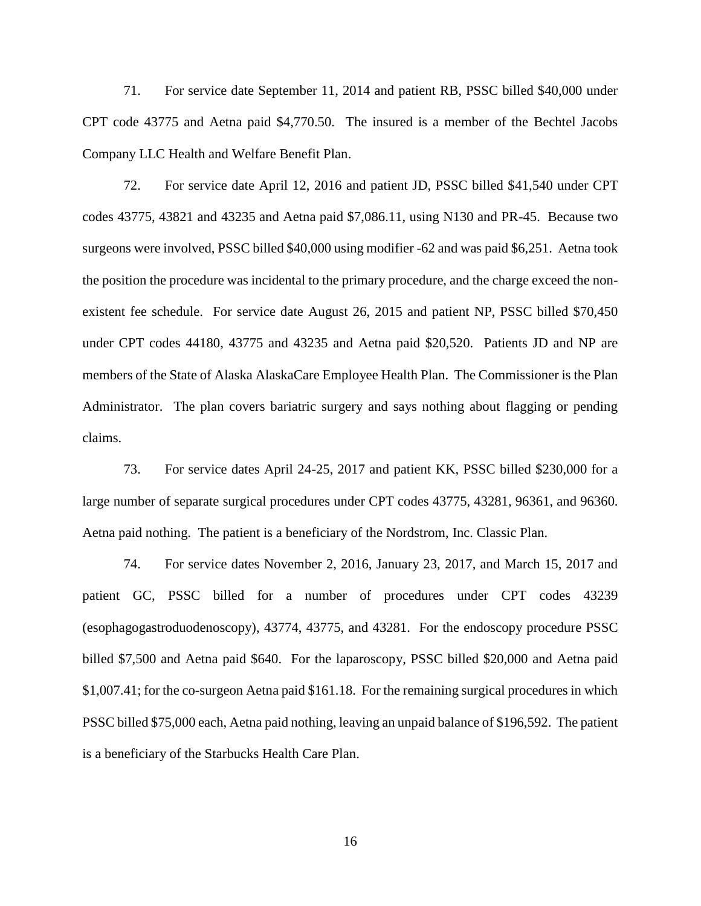71. For service date September 11, 2014 and patient RB, PSSC billed $40,000 under CPT code 43775 and Aetna paid $4,770.50. The insured is a member of the Bechtel Jacobs Company LLC Health and Welfare Benefit Plan.

72. For service date April 12, 2016 and patient JD, PSSC billed $41,540 under CPT codes 43775, 43821 and 43235 and Aetna paid $7,086.11, using N130 and PR-45. Because two surgeons were involved, PSSC billed $40,000 using modifier -62 and was paid $6,251. Aetna took the position the procedure was incidental to the primary procedure, and the charge exceed the non-existent fee schedule. For service date August 26, 2015 and patient NP, PSSC billed $70,450 under CPT codes 44180, 43775 and 43235 and Aetna paid $20,520. Patients JD and NP are members of the State of Alaska AlaskaCare Employee Health Plan. The Commissioner is the Plan Administrator. The plan covers bariatric surgery and says nothing about flagging or pending claims.

73. For service dates April 24-25, 2017 and patient KK, PSSC billed $230,000 for a large number of separate surgical procedures under CPT codes 43775, 43281, 96361, and 96360. Aetna paid nothing. The patient is a beneficiary of the Nordstrom, Inc. Classic Plan.

74. For service dates November 2, 2016, January 23, 2017, and March 15, 2017 and patient GC, PSSC billed for a number of procedures under CPT codes 43239 (esophagogastroduodenoscopy), 43774, 43775, and 43281. For the endoscopy procedure PSSC billed $7,500 and Aetna paid $640. For the laparoscopy, PSSC billed $20,000 and Aetna paid $1,007.41; for the co-surgeon Aetna paid $161.18. For the remaining surgical procedures in which PSSC billed $75,000 each, Aetna paid nothing, leaving an unpaid balance of $196,592. The patient is a beneficiary of the Starbucks Health Care Plan.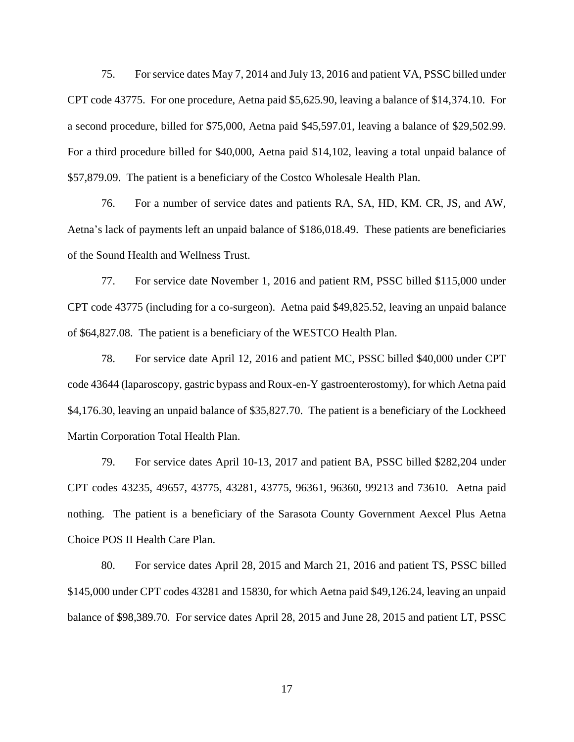75. For service dates May 7, 2014 and July 13, 2016 and patient VA, PSSC billed under CPT code 43775. For one procedure, Aetna paid $5,625.90, leaving a balance of $14,374.10. For a second procedure, billed for $75,000, Aetna paid $45,597.01, leaving a balance of $29,502.99. For a third procedure billed for $40,000, Aetna paid $14,102, leaving a total unpaid balance of $57,879.09. The patient is a beneficiary of the Costco Wholesale Health Plan.

76. For a number of service dates and patients RA, SA, HD, KM. CR, JS, and AW, Aetna's lack of payments left an unpaid balance of $186,018.49. These patients are beneficiaries of the Sound Health and Wellness Trust.

77. For service date November 1, 2016 and patient RM, PSSC billed $115,000 under CPT code 43775 (including for a co-surgeon). Aetna paid $49,825.52, leaving an unpaid balance of $64,827.08. The patient is a beneficiary of the WESTCO Health Plan.

78. For service date April 12, 2016 and patient MC, PSSC billed $40,000 under CPT code 43644 (laparoscopy, gastric bypass and Roux-en-Y gastroenterostomy), for which Aetna paid $4,176.30, leaving an unpaid balance of $35,827.70. The patient is a beneficiary of the Lockheed Martin Corporation Total Health Plan.

79. For service dates April 10-13, 2017 and patient BA, PSSC billed $282,204 under CPT codes 43235, 49657, 43775, 43281, 43775, 96361, 96360, 99213 and 73610. Aetna paid nothing. The patient is a beneficiary of the Sarasota County Government Aexcel Plus Aetna Choice POS II Health Care Plan.

80. For service dates April 28, 2015 and March 21, 2016 and patient TS, PSSC billed $145,000 under CPT codes 43281 and 15830, for which Aetna paid $49,126.24, leaving an unpaid balance of $98,389.70. For service dates April 28, 2015 and June 28, 2015 and patient LT, PSSC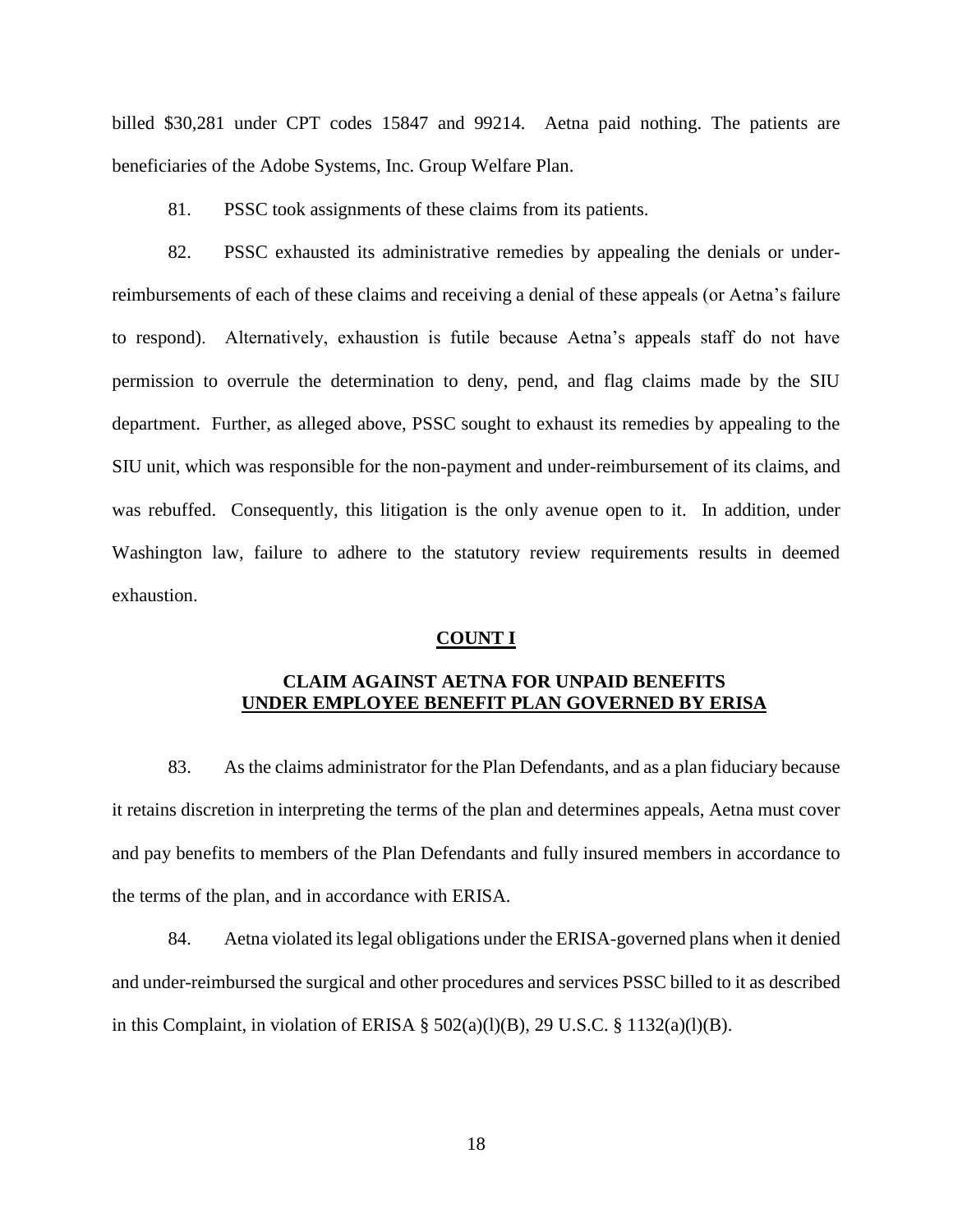billed $30,281 under CPT codes 15847 and 99214. Aetna paid nothing. The patients are beneficiaries of the Adobe Systems, Inc. Group Welfare Plan.

81. PSSC took assignments of these claims from its patients.

82. PSSC exhausted its administrative remedies by appealing the denials or under-reimbursements of each of these claims and receiving a denial of these appeals (or Aetna's failure to respond). Alternatively, exhaustion is futile because Aetna's appeals staff do not have permission to overrule the determination to deny, pend, and flag claims made by the SIU department. Further, as alleged above, PSSC sought to exhaust its remedies by appealing to the SIU unit, which was responsible for the non-payment and under-reimbursement of its claims, and was rebuffed. Consequently, this litigation is the only avenue open to it. In addition, under Washington law, failure to adhere to the statutory review requirements results in deemed exhaustion.

## COUNT I

### CLAIM AGAINST AETNA FOR UNPAID BENEFITS UNDER EMPLOYEE BENEFIT PLAN GOVERNED BY ERISA

83. As the claims administrator for the Plan Defendants, and as a plan fiduciary because it retains discretion in interpreting the terms of the plan and determines appeals, Aetna must cover and pay benefits to members of the Plan Defendants and fully insured members in accordance to the terms of the plan, and in accordance with ERISA.

84. Aetna violated its legal obligations under the ERISA-governed plans when it denied and under-reimbursed the surgical and other procedures and services PSSC billed to it as described in this Complaint, in violation of ERISA § 502(a)(l)(B), 29 U.S.C. § 1132(a)(l)(B).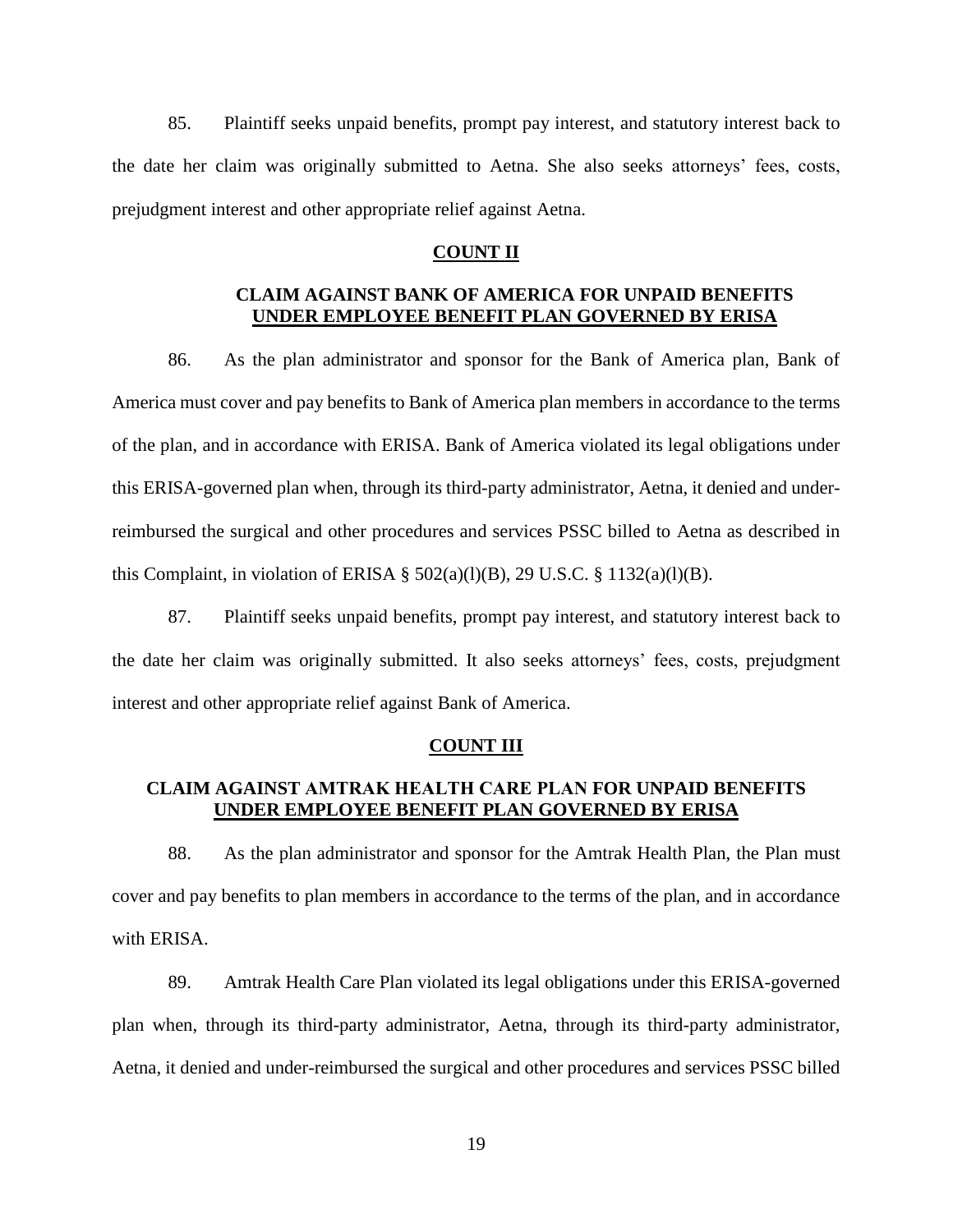85. Plaintiff seeks unpaid benefits, prompt pay interest, and statutory interest back to the date her claim was originally submitted to Aetna. She also seeks attorneys' fees, costs, prejudgment interest and other appropriate relief against Aetna.

**COUNT II**

**CLAIM AGAINST BANK OF AMERICA FOR UNPAID BENEFITS UNDER EMPLOYEE BENEFIT PLAN GOVERNED BY ERISA**

86. As the plan administrator and sponsor for the Bank of America plan, Bank of America must cover and pay benefits to Bank of America plan members in accordance to the terms of the plan, and in accordance with ERISA. Bank of America violated its legal obligations under this ERISA-governed plan when, through its third-party administrator, Aetna, it denied and under-reimbursed the surgical and other procedures and services PSSC billed to Aetna as described in this Complaint, in violation of ERISA § 502(a)(l)(B), 29 U.S.C. § 1132(a)(l)(B).

87. Plaintiff seeks unpaid benefits, prompt pay interest, and statutory interest back to the date her claim was originally submitted. It also seeks attorneys' fees, costs, prejudgment interest and other appropriate relief against Bank of America.

**COUNT III**

**CLAIM AGAINST AMTRAK HEALTH CARE PLAN FOR UNPAID BENEFITS UNDER EMPLOYEE BENEFIT PLAN GOVERNED BY ERISA**

88. As the plan administrator and sponsor for the Amtrak Health Plan, the Plan must cover and pay benefits to plan members in accordance to the terms of the plan, and in accordance with ERISA.

89. Amtrak Health Care Plan violated its legal obligations under this ERISA-governed plan when, through its third-party administrator, Aetna, through its third-party administrator, Aetna, it denied and under-reimbursed the surgical and other procedures and services PSSC billed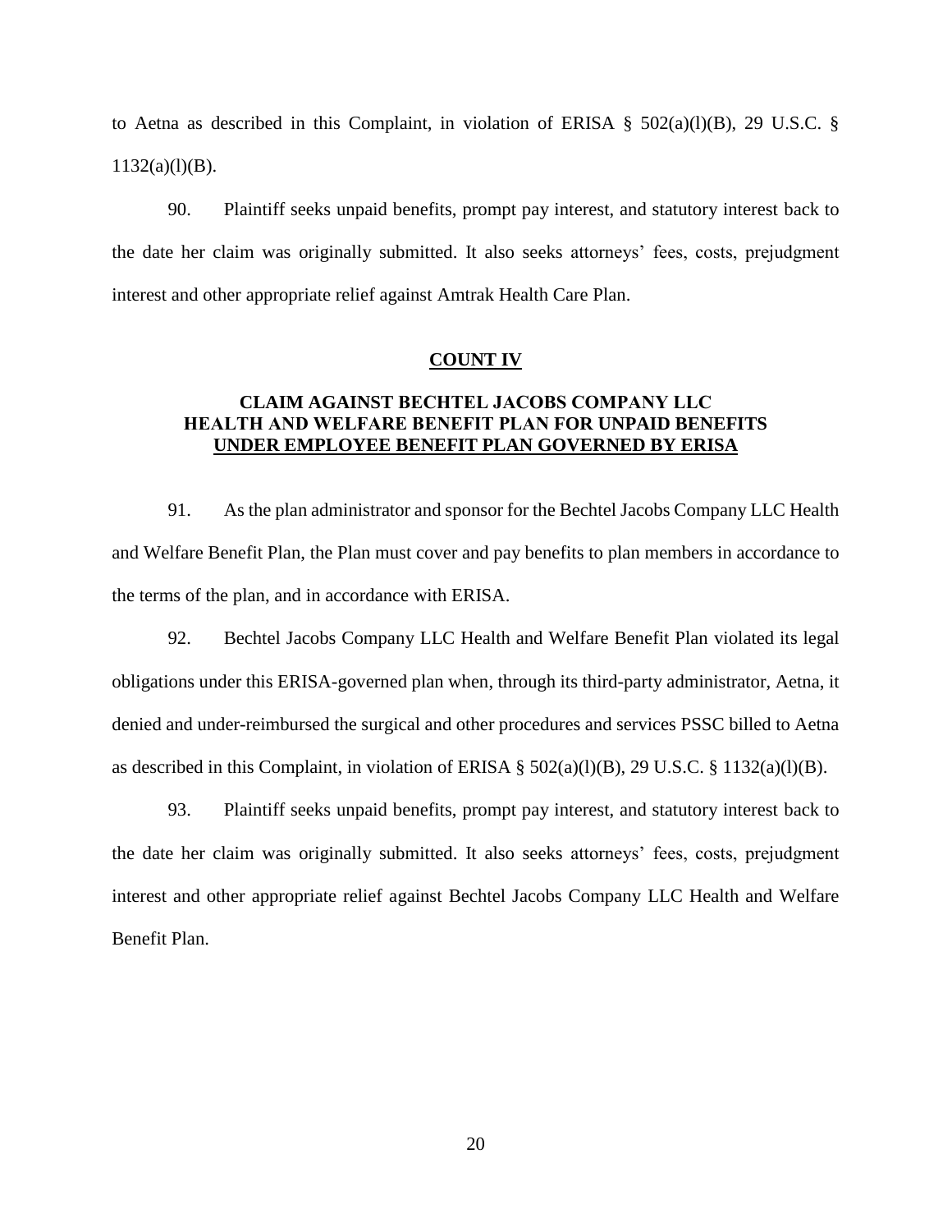to Aetna as described in this Complaint, in violation of ERISA § 502(a)(l)(B), 29 U.S.C. § 1132(a)(l)(B).

90. Plaintiff seeks unpaid benefits, prompt pay interest, and statutory interest back to the date her claim was originally submitted. It also seeks attorneys' fees, costs, prejudgment interest and other appropriate relief against Amtrak Health Care Plan.

**COUNT IV**

**CLAIM AGAINST BECHTEL JACOBS COMPANY LLC HEALTH AND WELFARE BENEFIT PLAN FOR UNPAID BENEFITS UNDER EMPLOYEE BENEFIT PLAN GOVERNED BY ERISA**

91. As the plan administrator and sponsor for the Bechtel Jacobs Company LLC Health and Welfare Benefit Plan, the Plan must cover and pay benefits to plan members in accordance to the terms of the plan, and in accordance with ERISA.

92. Bechtel Jacobs Company LLC Health and Welfare Benefit Plan violated its legal obligations under this ERISA-governed plan when, through its third-party administrator, Aetna, it denied and under-reimbursed the surgical and other procedures and services PSSC billed to Aetna as described in this Complaint, in violation of ERISA § 502(a)(l)(B), 29 U.S.C. § 1132(a)(l)(B).

93. Plaintiff seeks unpaid benefits, prompt pay interest, and statutory interest back to the date her claim was originally submitted. It also seeks attorneys' fees, costs, prejudgment interest and other appropriate relief against Bechtel Jacobs Company LLC Health and Welfare Benefit Plan.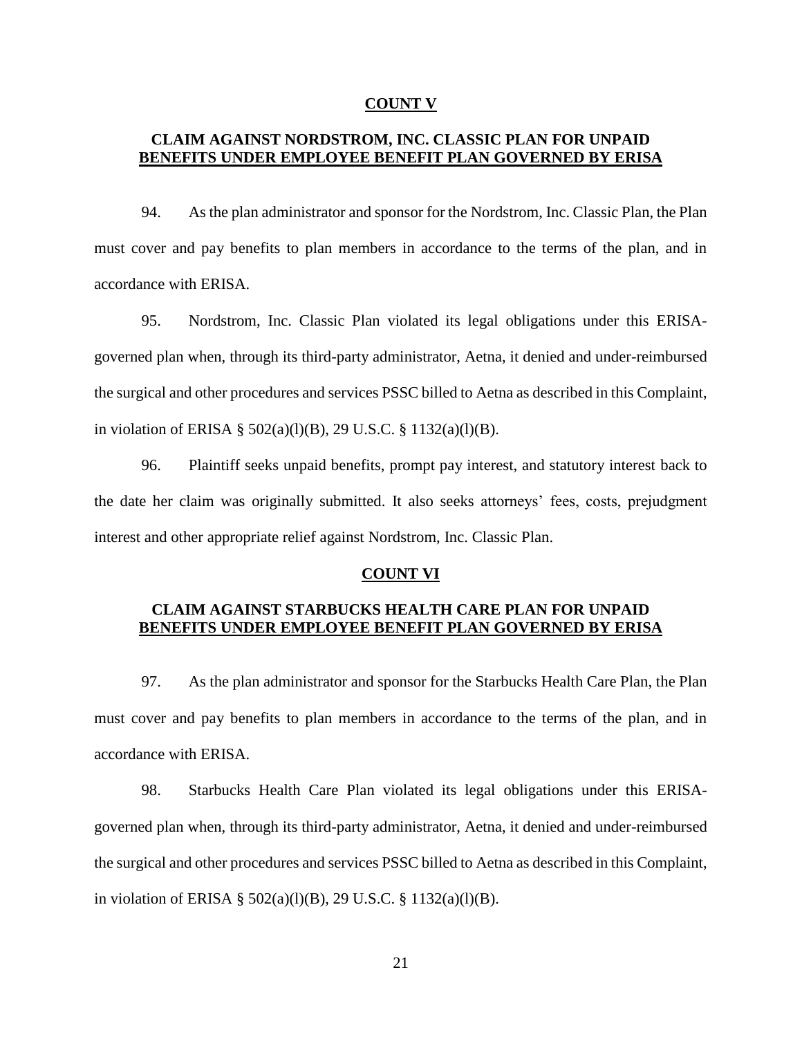## COUNT V

### CLAIM AGAINST NORDSTROM, INC. CLASSIC PLAN FOR UNPAID BENEFITS UNDER EMPLOYEE BENEFIT PLAN GOVERNED BY ERISA

94. As the plan administrator and sponsor for the Nordstrom, Inc. Classic Plan, the Plan must cover and pay benefits to plan members in accordance to the terms of the plan, and in accordance with ERISA.

95. Nordstrom, Inc. Classic Plan violated its legal obligations under this ERISA-governed plan when, through its third-party administrator, Aetna, it denied and under-reimbursed the surgical and other procedures and services PSSC billed to Aetna as described in this Complaint, in violation of ERISA § 502(a)(l)(B), 29 U.S.C. § 1132(a)(l)(B).

96. Plaintiff seeks unpaid benefits, prompt pay interest, and statutory interest back to the date her claim was originally submitted. It also seeks attorneys' fees, costs, prejudgment interest and other appropriate relief against Nordstrom, Inc. Classic Plan.

## COUNT VI

### CLAIM AGAINST STARBUCKS HEALTH CARE PLAN FOR UNPAID BENEFITS UNDER EMPLOYEE BENEFIT PLAN GOVERNED BY ERISA

97. As the plan administrator and sponsor for the Starbucks Health Care Plan, the Plan must cover and pay benefits to plan members in accordance to the terms of the plan, and in accordance with ERISA.

98. Starbucks Health Care Plan violated its legal obligations under this ERISA-governed plan when, through its third-party administrator, Aetna, it denied and under-reimbursed the surgical and other procedures and services PSSC billed to Aetna as described in this Complaint, in violation of ERISA § 502(a)(l)(B), 29 U.S.C. § 1132(a)(l)(B).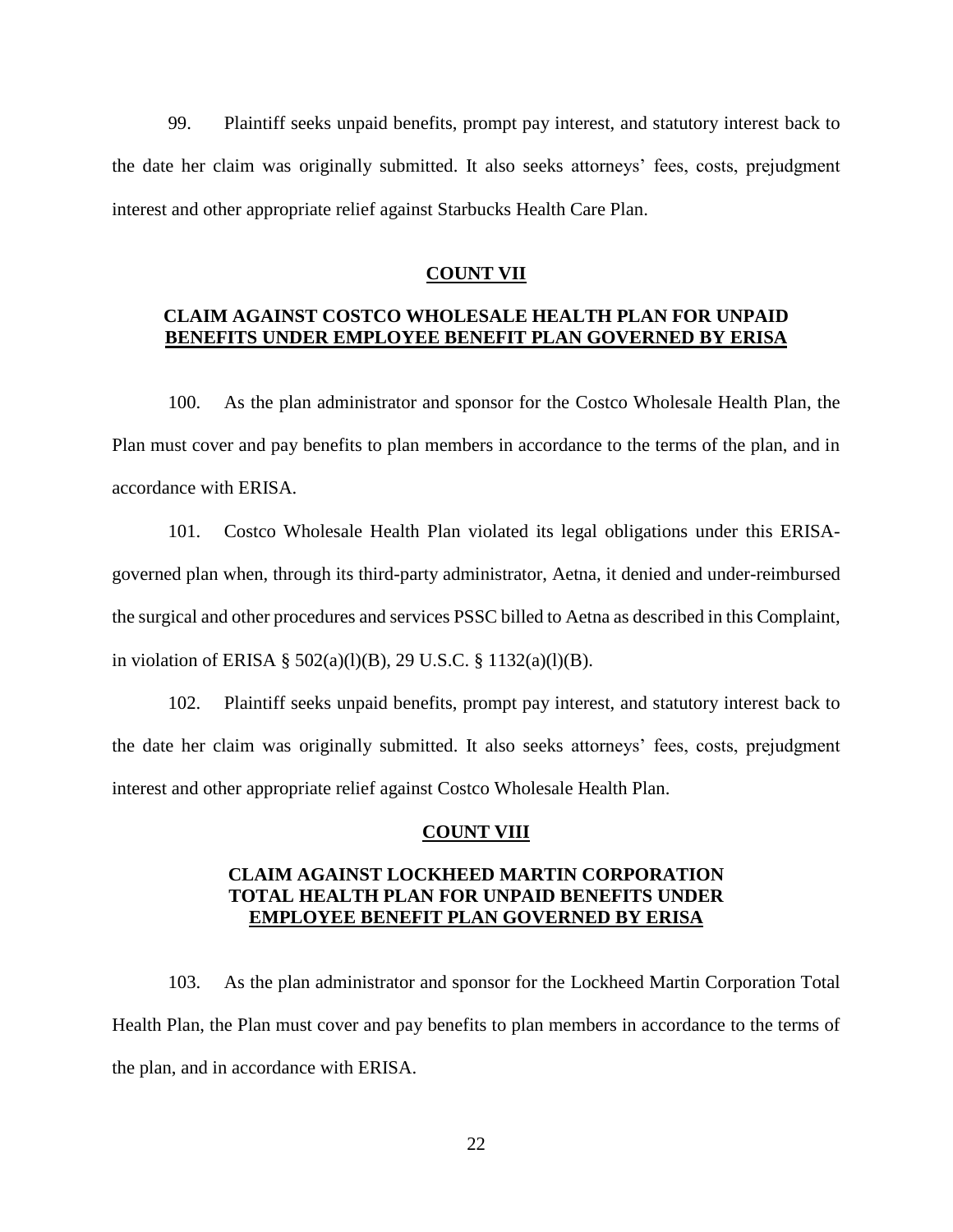99. Plaintiff seeks unpaid benefits, prompt pay interest, and statutory interest back to the date her claim was originally submitted. It also seeks attorneys' fees, costs, prejudgment interest and other appropriate relief against Starbucks Health Care Plan.

## COUNT VII

## CLAIM AGAINST COSTCO WHOLESALE HEALTH PLAN FOR UNPAID BENEFITS UNDER EMPLOYEE BENEFIT PLAN GOVERNED BY ERISA

100. As the plan administrator and sponsor for the Costco Wholesale Health Plan, the Plan must cover and pay benefits to plan members in accordance to the terms of the plan, and in accordance with ERISA.

101. Costco Wholesale Health Plan violated its legal obligations under this ERISA-governed plan when, through its third-party administrator, Aetna, it denied and under-reimbursed the surgical and other procedures and services PSSC billed to Aetna as described in this Complaint, in violation of ERISA § 502(a)(l)(B), 29 U.S.C. § 1132(a)(l)(B).

102. Plaintiff seeks unpaid benefits, prompt pay interest, and statutory interest back to the date her claim was originally submitted. It also seeks attorneys' fees, costs, prejudgment interest and other appropriate relief against Costco Wholesale Health Plan.

## COUNT VIII

## CLAIM AGAINST LOCKHEED MARTIN CORPORATION TOTAL HEALTH PLAN FOR UNPAID BENEFITS UNDER EMPLOYEE BENEFIT PLAN GOVERNED BY ERISA

103. As the plan administrator and sponsor for the Lockheed Martin Corporation Total Health Plan, the Plan must cover and pay benefits to plan members in accordance to the terms of the plan, and in accordance with ERISA.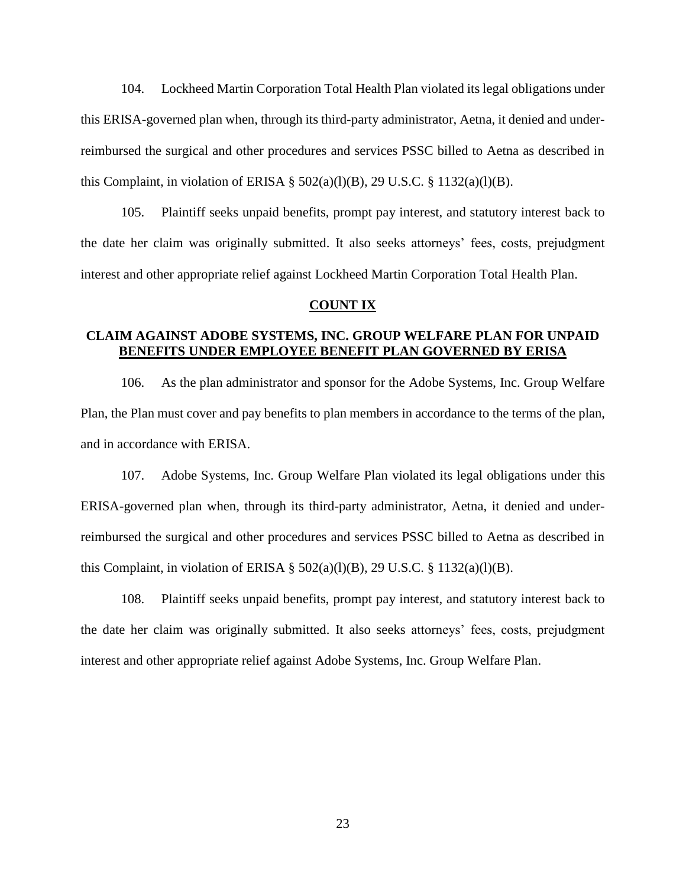104. Lockheed Martin Corporation Total Health Plan violated its legal obligations under this ERISA-governed plan when, through its third-party administrator, Aetna, it denied and under-reimbursed the surgical and other procedures and services PSSC billed to Aetna as described in this Complaint, in violation of ERISA § 502(a)(l)(B), 29 U.S.C. § 1132(a)(l)(B).

105. Plaintiff seeks unpaid benefits, prompt pay interest, and statutory interest back to the date her claim was originally submitted. It also seeks attorneys' fees, costs, prejudgment interest and other appropriate relief against Lockheed Martin Corporation Total Health Plan.

## COUNT IX

## CLAIM AGAINST ADOBE SYSTEMS, INC. GROUP WELFARE PLAN FOR UNPAID BENEFITS UNDER EMPLOYEE BENEFIT PLAN GOVERNED BY ERISA

106. As the plan administrator and sponsor for the Adobe Systems, Inc. Group Welfare Plan, the Plan must cover and pay benefits to plan members in accordance to the terms of the plan, and in accordance with ERISA.

107. Adobe Systems, Inc. Group Welfare Plan violated its legal obligations under this ERISA-governed plan when, through its third-party administrator, Aetna, it denied and under-reimbursed the surgical and other procedures and services PSSC billed to Aetna as described in this Complaint, in violation of ERISA § 502(a)(l)(B), 29 U.S.C. § 1132(a)(l)(B).

108. Plaintiff seeks unpaid benefits, prompt pay interest, and statutory interest back to the date her claim was originally submitted. It also seeks attorneys' fees, costs, prejudgment interest and other appropriate relief against Adobe Systems, Inc. Group Welfare Plan.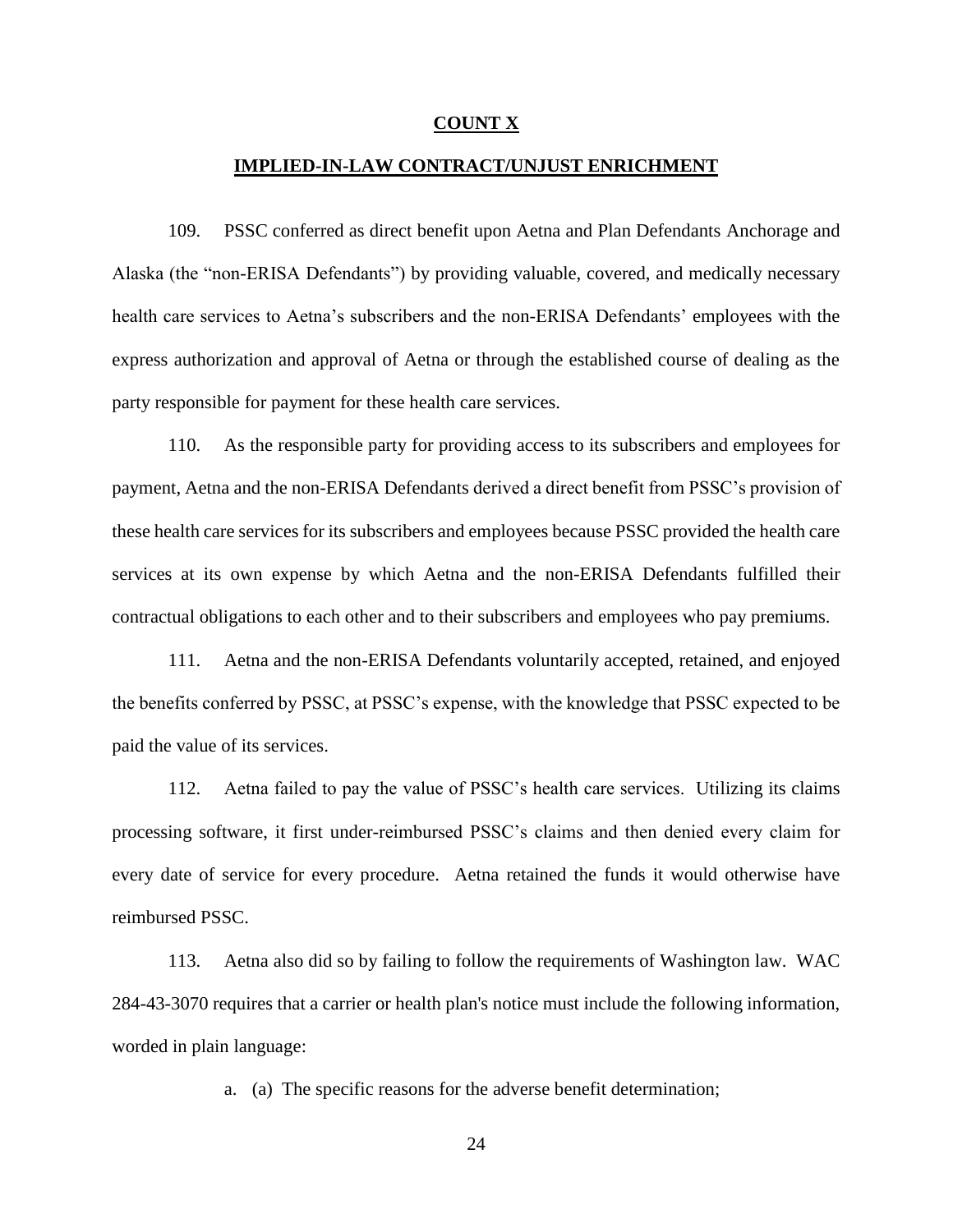## COUNT X

## IMPLIED-IN-LAW CONTRACT/UNJUST ENRICHMENT

109. PSSC conferred as direct benefit upon Aetna and Plan Defendants Anchorage and Alaska (the "non-ERISA Defendants") by providing valuable, covered, and medically necessary health care services to Aetna's subscribers and the non-ERISA Defendants' employees with the express authorization and approval of Aetna or through the established course of dealing as the party responsible for payment for these health care services.

110. As the responsible party for providing access to its subscribers and employees for payment, Aetna and the non-ERISA Defendants derived a direct benefit from PSSC's provision of these health care services for its subscribers and employees because PSSC provided the health care services at its own expense by which Aetna and the non-ERISA Defendants fulfilled their contractual obligations to each other and to their subscribers and employees who pay premiums.

111. Aetna and the non-ERISA Defendants voluntarily accepted, retained, and enjoyed the benefits conferred by PSSC, at PSSC's expense, with the knowledge that PSSC expected to be paid the value of its services.

112. Aetna failed to pay the value of PSSC's health care services. Utilizing its claims processing software, it first under-reimbursed PSSC's claims and then denied every claim for every date of service for every procedure. Aetna retained the funds it would otherwise have reimbursed PSSC.

113. Aetna also did so by failing to follow the requirements of Washington law. WAC 284-43-3070 requires that a carrier or health plan's notice must include the following information, worded in plain language:

a. (a) The specific reasons for the adverse benefit determination;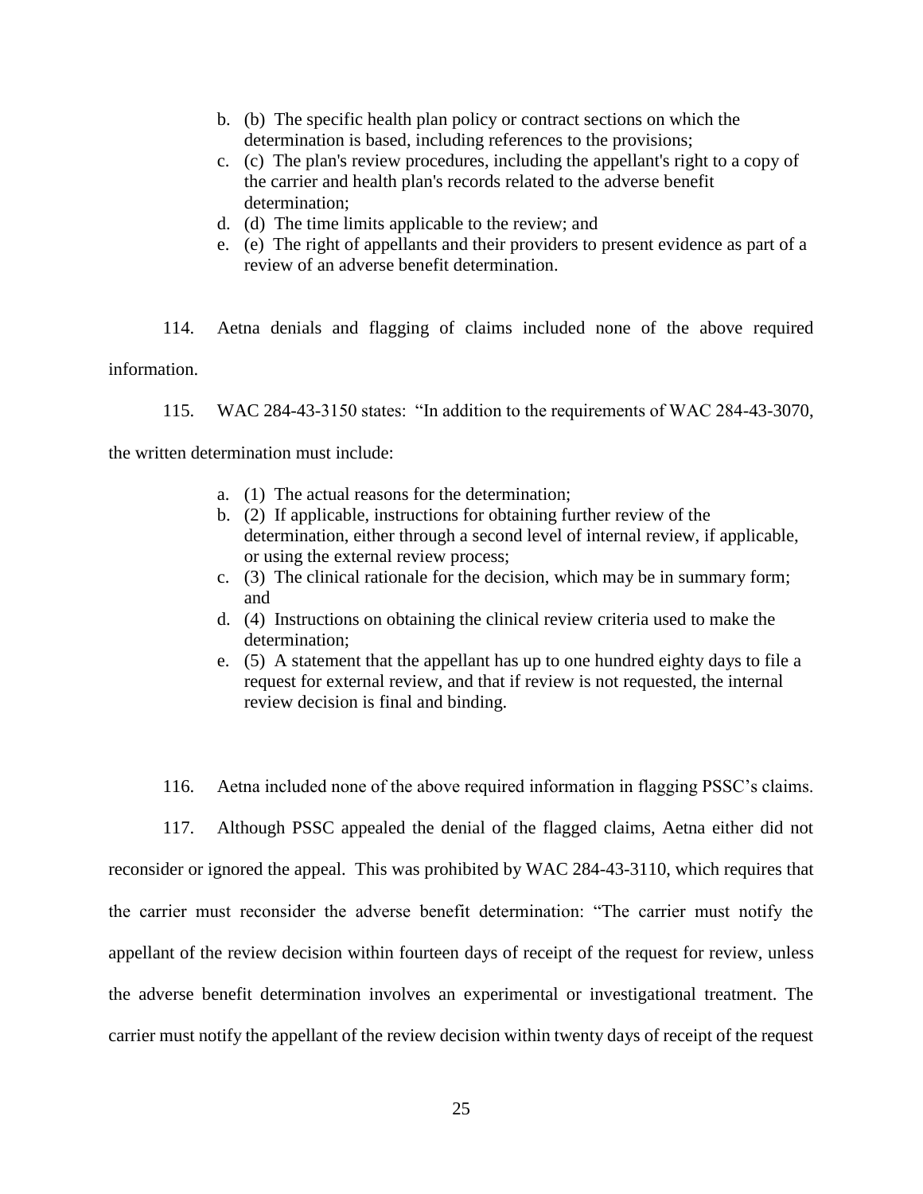b. (b) The specific health plan policy or contract sections on which the determination is based, including references to the provisions;
c. (c) The plan's review procedures, including the appellant's right to a copy of the carrier and health plan's records related to the adverse benefit determination;
d. (d) The time limits applicable to the review; and
e. (e) The right of appellants and their providers to present evidence as part of a review of an adverse benefit determination.

114. Aetna denials and flagging of claims included none of the above required information.

115. WAC 284-43-3150 states: "In addition to the requirements of WAC 284-43-3070, the written determination must include:

a. (1) The actual reasons for the determination;
b. (2) If applicable, instructions for obtaining further review of the determination, either through a second level of internal review, if applicable, or using the external review process;
c. (3) The clinical rationale for the decision, which may be in summary form; and
d. (4) Instructions on obtaining the clinical review criteria used to make the determination;
e. (5) A statement that the appellant has up to one hundred eighty days to file a request for external review, and that if review is not requested, the internal review decision is final and binding.

116. Aetna included none of the above required information in flagging PSSC's claims.

117. Although PSSC appealed the denial of the flagged claims, Aetna either did not reconsider or ignored the appeal. This was prohibited by WAC 284-43-3110, which requires that the carrier must reconsider the adverse benefit determination: "The carrier must notify the appellant of the review decision within fourteen days of receipt of the request for review, unless the adverse benefit determination involves an experimental or investigational treatment. The carrier must notify the appellant of the review decision within twenty days of receipt of the request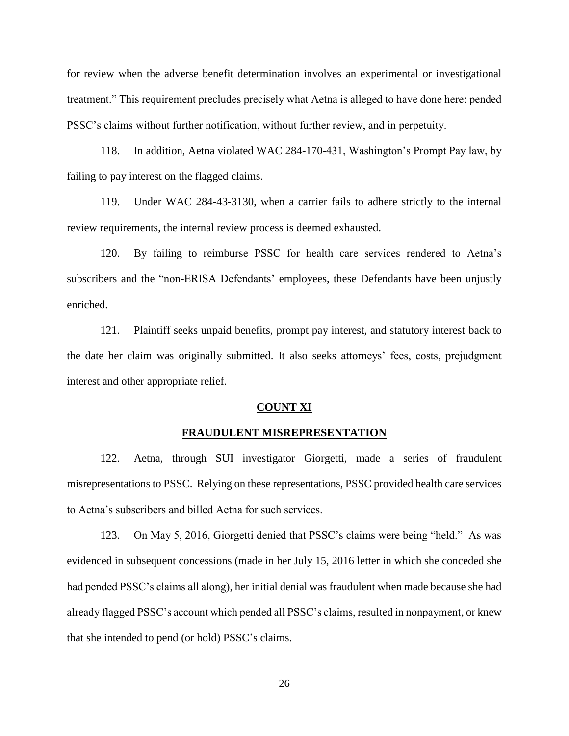for review when the adverse benefit determination involves an experimental or investigational treatment." This requirement precludes precisely what Aetna is alleged to have done here: pended PSSC's claims without further notification, without further review, and in perpetuity.

118. In addition, Aetna violated WAC 284-170-431, Washington's Prompt Pay law, by failing to pay interest on the flagged claims.

119. Under WAC 284-43-3130, when a carrier fails to adhere strictly to the internal review requirements, the internal review process is deemed exhausted.

120. By failing to reimburse PSSC for health care services rendered to Aetna's subscribers and the "non-ERISA Defendants' employees, these Defendants have been unjustly enriched.

121. Plaintiff seeks unpaid benefits, prompt pay interest, and statutory interest back to the date her claim was originally submitted. It also seeks attorneys' fees, costs, prejudgment interest and other appropriate relief.

## **COUNT XI**

## **FRAUDULENT MISREPRESENTATION**

122. Aetna, through SUI investigator Giorgetti, made a series of fraudulent misrepresentations to PSSC. Relying on these representations, PSSC provided health care services to Aetna's subscribers and billed Aetna for such services.

123. On May 5, 2016, Giorgetti denied that PSSC's claims were being "held." As was evidenced in subsequent concessions (made in her July 15, 2016 letter in which she conceded she had pended PSSC's claims all along), her initial denial was fraudulent when made because she had already flagged PSSC's account which pended all PSSC's claims, resulted in nonpayment, or knew that she intended to pend (or hold) PSSC's claims.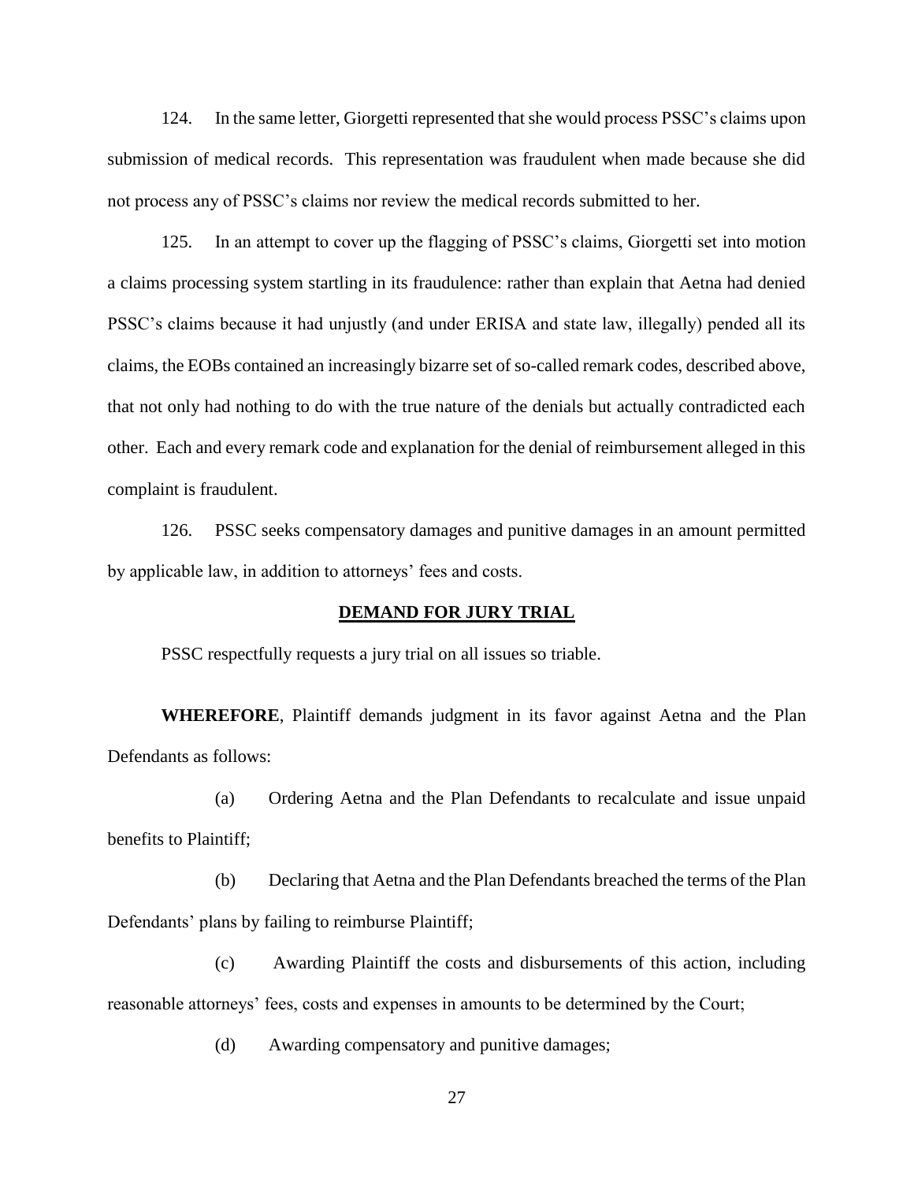124. In the same letter, Giorgetti represented that she would process PSSC's claims upon submission of medical records. This representation was fraudulent when made because she did not process any of PSSC's claims nor review the medical records submitted to her.

125. In an attempt to cover up the flagging of PSSC's claims, Giorgetti set into motion a claims processing system startling in its fraudulence: rather than explain that Aetna had denied PSSC's claims because it had unjustly (and under ERISA and state law, illegally) pended all its claims, the EOBs contained an increasingly bizarre set of so-called remark codes, described above, that not only had nothing to do with the true nature of the denials but actually contradicted each other. Each and every remark code and explanation for the denial of reimbursement alleged in this complaint is fraudulent.

126. PSSC seeks compensatory damages and punitive damages in an amount permitted by applicable law, in addition to attorneys' fees and costs.

**DEMAND FOR JURY TRIAL**

PSSC respectfully requests a jury trial on all issues so triable.

**WHEREFORE**, Plaintiff demands judgment in its favor against Aetna and the Plan Defendants as follows:

(a) Ordering Aetna and the Plan Defendants to recalculate and issue unpaid benefits to Plaintiff;

(b) Declaring that Aetna and the Plan Defendants breached the terms of the Plan Defendants' plans by failing to reimburse Plaintiff;

(c) Awarding Plaintiff the costs and disbursements of this action, including reasonable attorneys' fees, costs and expenses in amounts to be determined by the Court;

(d) Awarding compensatory and punitive damages;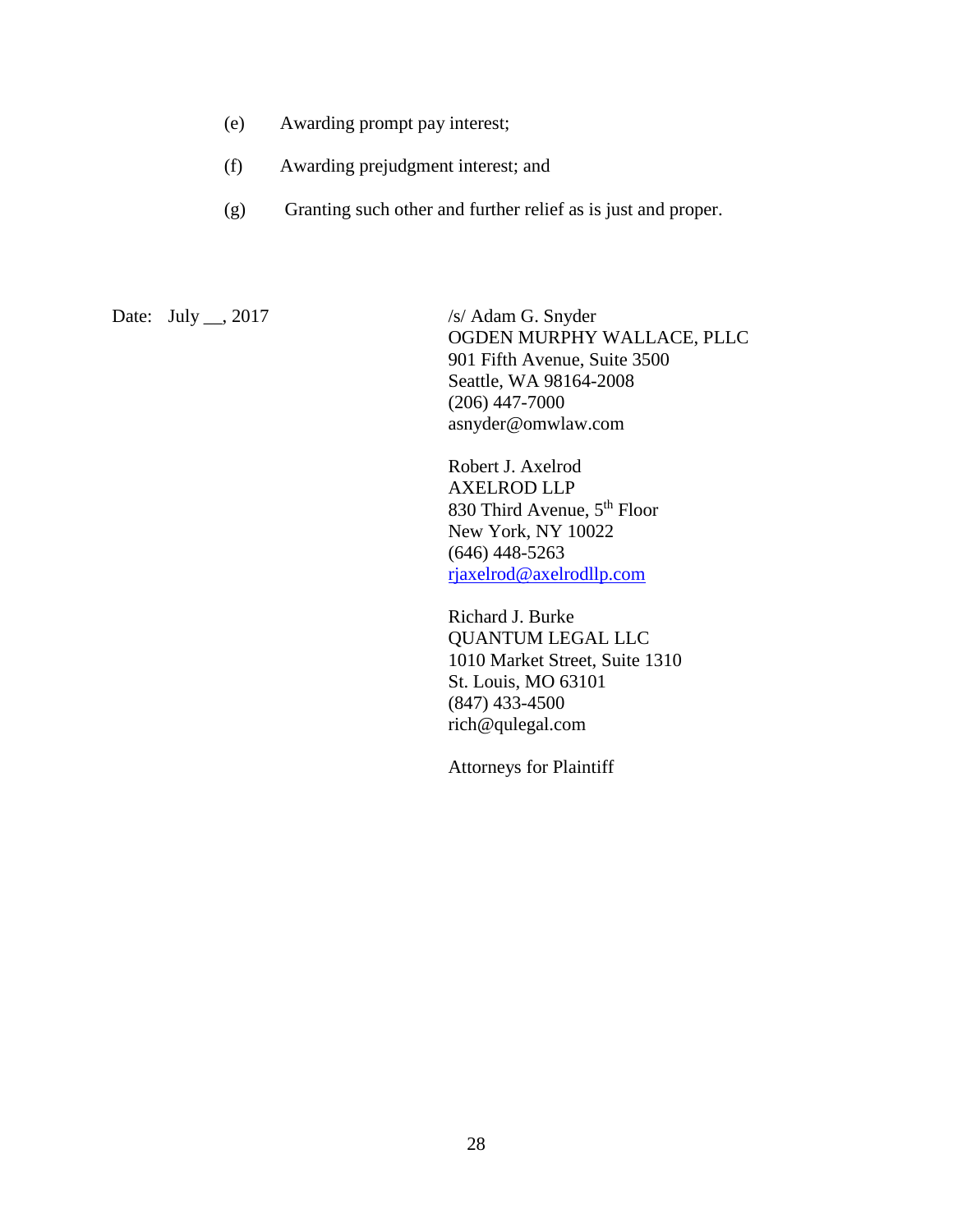(e) Awarding prompt pay interest;

(f) Awarding prejudgment interest; and

(g) Granting such other and further relief as is just and proper.

Date: July __, 2017

/s/ Adam G. Snyder
OGDEN MURPHY WALLACE, PLLC
901 Fifth Avenue, Suite 3500
Seattle, WA 98164-2008
(206) 447-7000
asnyder@omwlaw.com

Robert J. Axelrod
AXELROD LLP
830 Third Avenue, 5th Floor
New York, NY 10022
(646) 448-5263
rjaxelrod@axelrodllp.com

Richard J. Burke
QUANTUM LEGAL LLC
1010 Market Street, Suite 1310
St. Louis, MO 63101
(847) 433-4500
rich@qulegal.com

Attorneys for Plaintiff